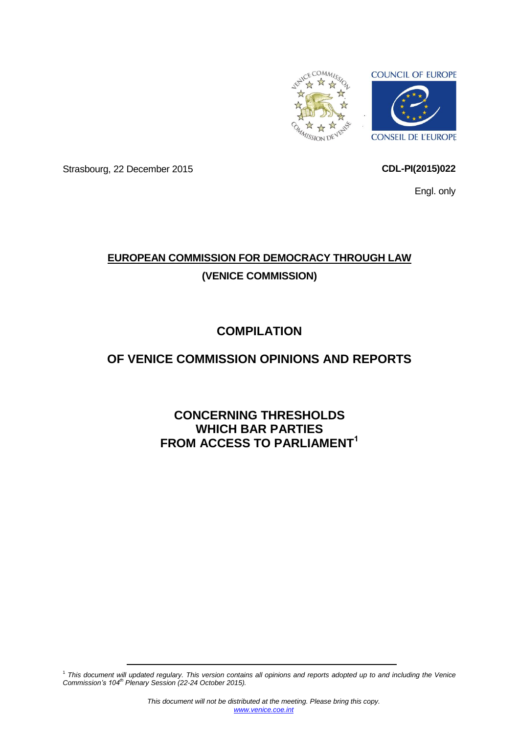Strasbourg, 22 December 2015

**CDL-PI(2015)022**

Engl. only

# EUROPEAN COMMISSION FOR DEMOCRACY THROUGH LAW (VENICE COMMISSION)

# COMPILATION OF VENICE COMMISSION OPINIONS AND REPORTS

# CONCERNING THRESHOLDS WHICH BAR PARTIES FROM ACCESS TO PARLIAMENT[1]

[1] *This document will updated regulary. This version contains all opinions and reports adopted up to and including the Venice Commission's 104th Plenary Session (22-24 October 2015).*

*This document will not be distributed at the meeting. Please bring this copy.*
*www.venice.coe.int*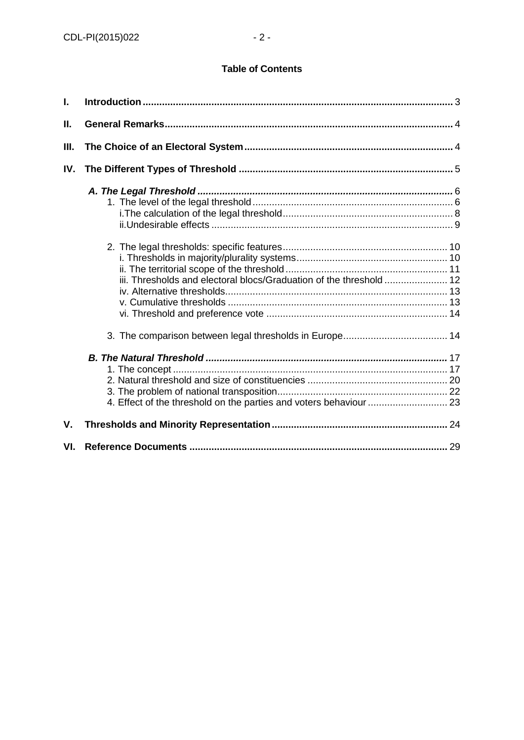**Table of Contents**

**I.** **Introduction** 3

**II.** **General Remarks** 4

**III.** **The Choice of an Electoral System** 4

**IV.** **The Different Types of Threshold** 5

***A. The Legal Threshold*** 6

1. The level of the legal threshold 6
   - i. The calculation of the legal threshold 8
   - ii. Undesirable effects 9

2. The legal thresholds: specific features 10
   - i. Thresholds in majority/plurality systems 10
   - ii. The territorial scope of the threshold 11
   - iii. Thresholds and electoral blocs/Graduation of the threshold 12
   - iv. Alternative thresholds 13
   - v. Cumulative thresholds 13
   - vi. Threshold and preference vote 14

3. The comparison between legal thresholds in Europe 14

***B. The Natural Threshold*** 17

1. The concept 17
2. Natural threshold and size of constituencies 20
3. The problem of national transposition 22
4. Effect of the threshold on the parties and voters behaviour 23

**V.** **Thresholds and Minority Representation** 24

**VI.** **Reference Documents** 29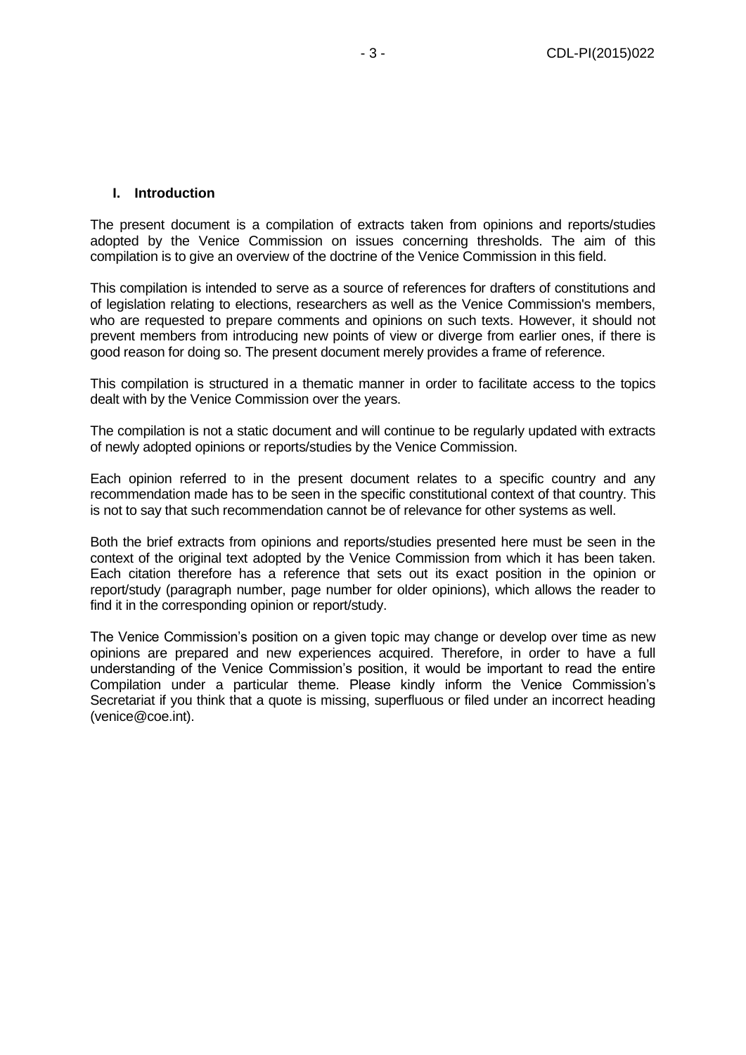## I. Introduction

The present document is a compilation of extracts taken from opinions and reports/studies adopted by the Venice Commission on issues concerning thresholds. The aim of this compilation is to give an overview of the doctrine of the Venice Commission in this field.

This compilation is intended to serve as a source of references for drafters of constitutions and of legislation relating to elections, researchers as well as the Venice Commission's members, who are requested to prepare comments and opinions on such texts. However, it should not prevent members from introducing new points of view or diverge from earlier ones, if there is good reason for doing so. The present document merely provides a frame of reference.

This compilation is structured in a thematic manner in order to facilitate access to the topics dealt with by the Venice Commission over the years.

The compilation is not a static document and will continue to be regularly updated with extracts of newly adopted opinions or reports/studies by the Venice Commission.

Each opinion referred to in the present document relates to a specific country and any recommendation made has to be seen in the specific constitutional context of that country. This is not to say that such recommendation cannot be of relevance for other systems as well.

Both the brief extracts from opinions and reports/studies presented here must be seen in the context of the original text adopted by the Venice Commission from which it has been taken. Each citation therefore has a reference that sets out its exact position in the opinion or report/study (paragraph number, page number for older opinions), which allows the reader to find it in the corresponding opinion or report/study.

The Venice Commission's position on a given topic may change or develop over time as new opinions are prepared and new experiences acquired. Therefore, in order to have a full understanding of the Venice Commission's position, it would be important to read the entire Compilation under a particular theme. Please kindly inform the Venice Commission's Secretariat if you think that a quote is missing, superfluous or filed under an incorrect heading (venice@coe.int).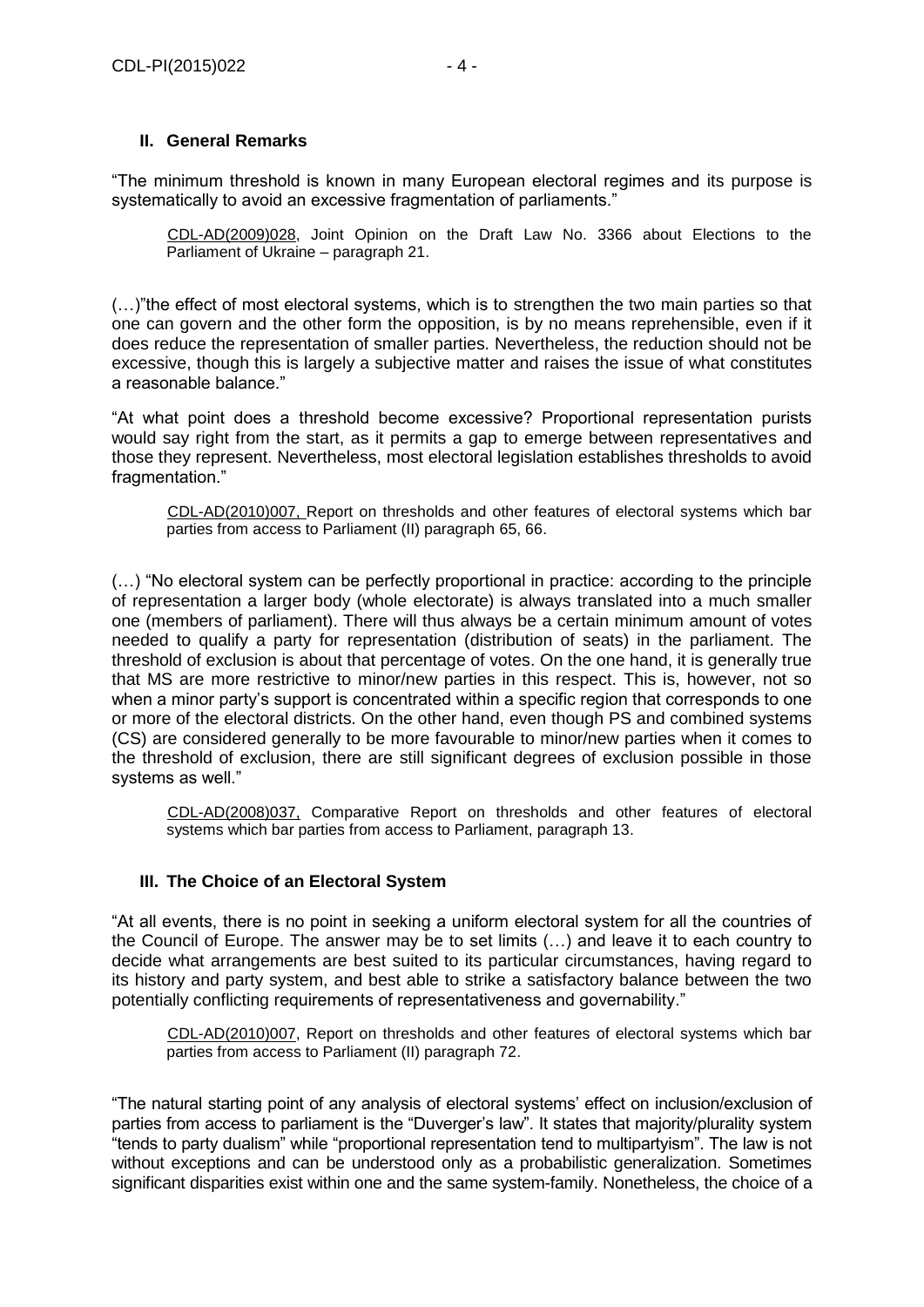## II. General Remarks

"The minimum threshold is known in many European electoral regimes and its purpose is systematically to avoid an excessive fragmentation of parliaments."

> CDL-AD(2009)028, Joint Opinion on the Draft Law No. 3366 about Elections to the Parliament of Ukraine – paragraph 21.

(…)"the effect of most electoral systems, which is to strengthen the two main parties so that one can govern and the other form the opposition, is by no means reprehensible, even if it does reduce the representation of smaller parties. Nevertheless, the reduction should not be excessive, though this is largely a subjective matter and raises the issue of what constitutes a reasonable balance."

"At what point does a threshold become excessive? Proportional representation purists would say right from the start, as it permits a gap to emerge between representatives and those they represent. Nevertheless, most electoral legislation establishes thresholds to avoid fragmentation."

> CDL-AD(2010)007, Report on thresholds and other features of electoral systems which bar parties from access to Parliament (II) paragraph 65, 66.

(…) "No electoral system can be perfectly proportional in practice: according to the principle of representation a larger body (whole electorate) is always translated into a much smaller one (members of parliament). There will thus always be a certain minimum amount of votes needed to qualify a party for representation (distribution of seats) in the parliament. The threshold of exclusion is about that percentage of votes. On the one hand, it is generally true that MS are more restrictive to minor/new parties in this respect. This is, however, not so when a minor party's support is concentrated within a specific region that corresponds to one or more of the electoral districts. On the other hand, even though PS and combined systems (CS) are considered generally to be more favourable to minor/new parties when it comes to the threshold of exclusion, there are still significant degrees of exclusion possible in those systems as well."

> CDL-AD(2008)037, Comparative Report on thresholds and other features of electoral systems which bar parties from access to Parliament, paragraph 13.

## III. The Choice of an Electoral System

"At all events, there is no point in seeking a uniform electoral system for all the countries of the Council of Europe. The answer may be to set limits (…) and leave it to each country to decide what arrangements are best suited to its particular circumstances, having regard to its history and party system, and best able to strike a satisfactory balance between the two potentially conflicting requirements of representativeness and governability."

> CDL-AD(2010)007, Report on thresholds and other features of electoral systems which bar parties from access to Parliament (II) paragraph 72.

"The natural starting point of any analysis of electoral systems' effect on inclusion/exclusion of parties from access to parliament is the "Duverger's law". It states that majority/plurality system "tends to party dualism" while "proportional representation tend to multipartyism". The law is not without exceptions and can be understood only as a probabilistic generalization. Sometimes significant disparities exist within one and the same system-family. Nonetheless, the choice of a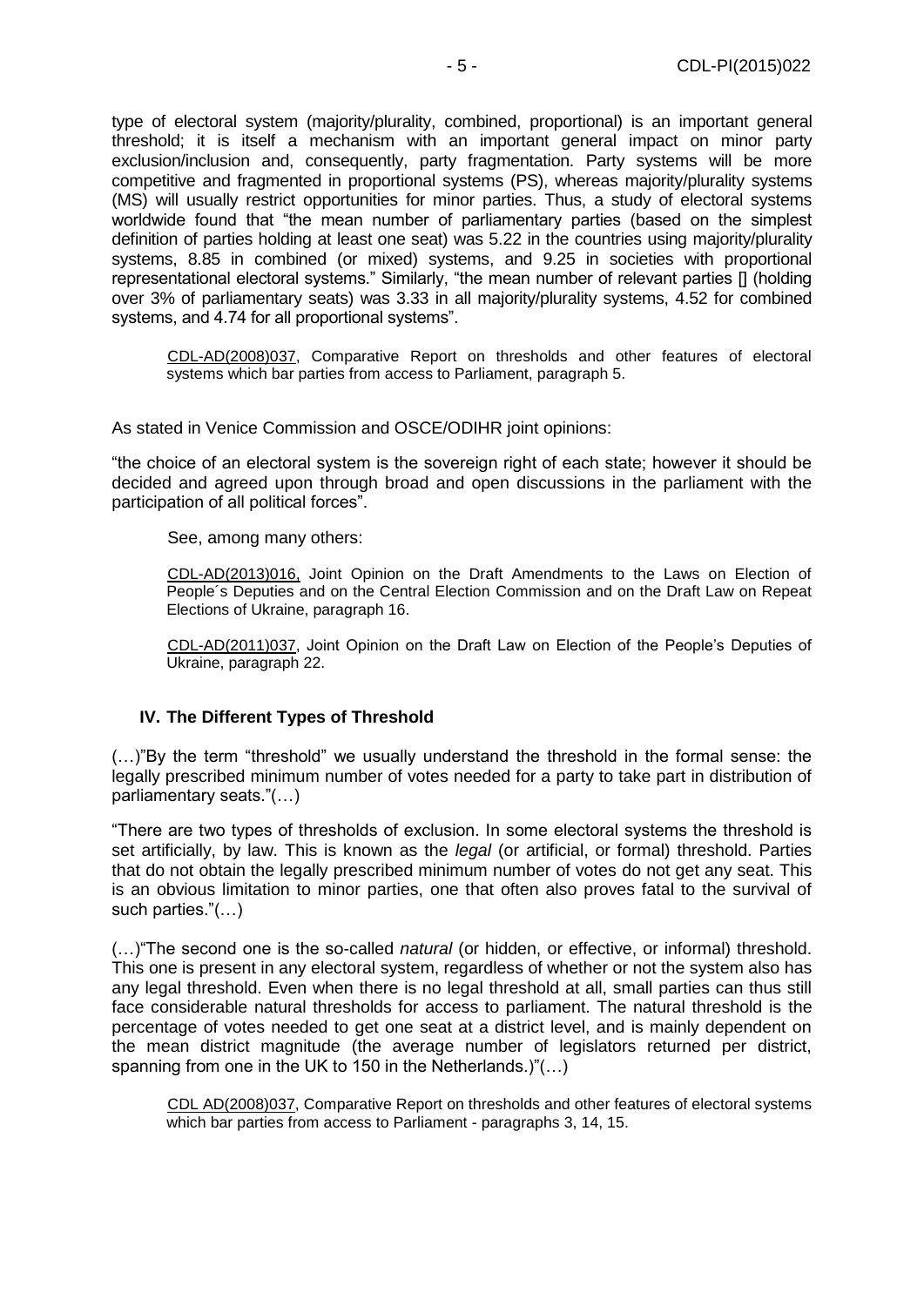type of electoral system (majority/plurality, combined, proportional) is an important general threshold; it is itself a mechanism with an important general impact on minor party exclusion/inclusion and, consequently, party fragmentation. Party systems will be more competitive and fragmented in proportional systems (PS), whereas majority/plurality systems (MS) will usually restrict opportunities for minor parties. Thus, a study of electoral systems worldwide found that "the mean number of parliamentary parties (based on the simplest definition of parties holding at least one seat) was 5.22 in the countries using majority/plurality systems, 8.85 in combined (or mixed) systems, and 9.25 in societies with proportional representational electoral systems." Similarly, "the mean number of relevant parties [] (holding over 3% of parliamentary seats) was 3.33 in all majority/plurality systems, 4.52 for combined systems, and 4.74 for all proportional systems".

> CDL-AD(2008)037, Comparative Report on thresholds and other features of electoral systems which bar parties from access to Parliament, paragraph 5.

As stated in Venice Commission and OSCE/ODIHR joint opinions:

"the choice of an electoral system is the sovereign right of each state; however it should be decided and agreed upon through broad and open discussions in the parliament with the participation of all political forces".

> See, among many others:
>
> CDL-AD(2013)016, Joint Opinion on the Draft Amendments to the Laws on Election of People´s Deputies and on the Central Election Commission and on the Draft Law on Repeat Elections of Ukraine, paragraph 16.
>
> CDL-AD(2011)037, Joint Opinion on the Draft Law on Election of the People's Deputies of Ukraine, paragraph 22.

## IV. The Different Types of Threshold

(…)"By the term "threshold" we usually understand the threshold in the formal sense: the legally prescribed minimum number of votes needed for a party to take part in distribution of parliamentary seats."(…)

"There are two types of thresholds of exclusion. In some electoral systems the threshold is set artificially, by law. This is known as the *legal* (or artificial, or formal) threshold. Parties that do not obtain the legally prescribed minimum number of votes do not get any seat. This is an obvious limitation to minor parties, one that often also proves fatal to the survival of such parties."(…)

(…)"The second one is the so-called *natural* (or hidden, or effective, or informal) threshold. This one is present in any electoral system, regardless of whether or not the system also has any legal threshold. Even when there is no legal threshold at all, small parties can thus still face considerable natural thresholds for access to parliament. The natural threshold is the percentage of votes needed to get one seat at a district level, and is mainly dependent on the mean district magnitude (the average number of legislators returned per district, spanning from one in the UK to 150 in the Netherlands.)"(…)

> CDL AD(2008)037, Comparative Report on thresholds and other features of electoral systems which bar parties from access to Parliament - paragraphs 3, 14, 15.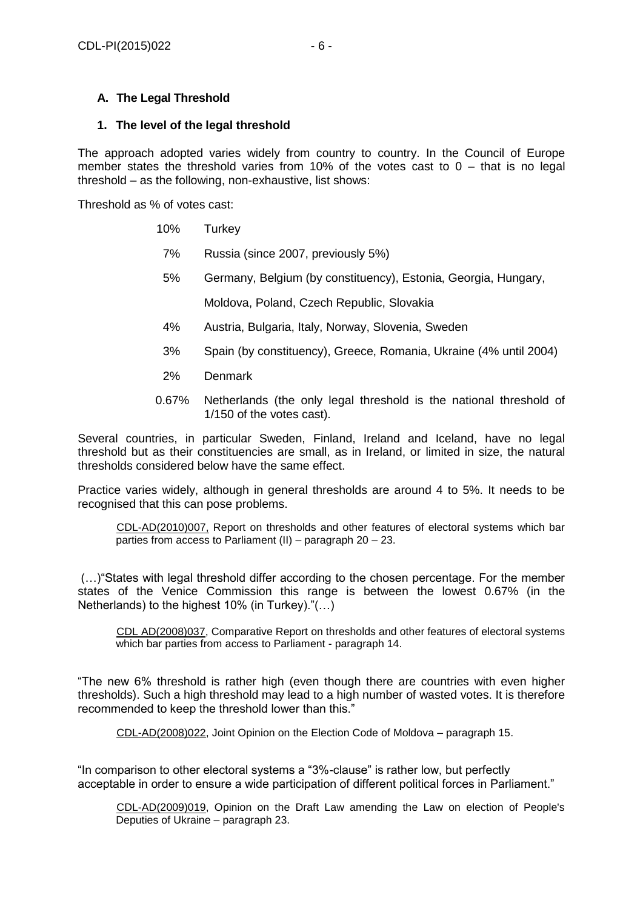### A. The Legal Threshold

#### 1. The level of the legal threshold

The approach adopted varies widely from country to country. In the Council of Europe member states the threshold varies from 10% of the votes cast to 0 – that is no legal threshold – as the following, non-exhaustive, list shows:

Threshold as % of votes cast:

| | |
|---|---|
| 10% | Turkey |
| 7% | Russia (since 2007, previously 5%) |
| 5% | Germany, Belgium (by constituency), Estonia, Georgia, Hungary, Moldova, Poland, Czech Republic, Slovakia |
| 4% | Austria, Bulgaria, Italy, Norway, Slovenia, Sweden |
| 3% | Spain (by constituency), Greece, Romania, Ukraine (4% until 2004) |
| 2% | Denmark |
| 0.67% | Netherlands (the only legal threshold is the national threshold of 1/150 of the votes cast). |

Several countries, in particular Sweden, Finland, Ireland and Iceland, have no legal threshold but as their constituencies are small, as in Ireland, or limited in size, the natural thresholds considered below have the same effect.

Practice varies widely, although in general thresholds are around 4 to 5%. It needs to be recognised that this can pose problems.

> CDL-AD(2010)007, Report on thresholds and other features of electoral systems which bar parties from access to Parliament (II) – paragraph 20 – 23.

(…)"States with legal threshold differ according to the chosen percentage. For the member states of the Venice Commission this range is between the lowest 0.67% (in the Netherlands) to the highest 10% (in Turkey)."(…)

> CDL AD(2008)037, Comparative Report on thresholds and other features of electoral systems which bar parties from access to Parliament - paragraph 14.

"The new 6% threshold is rather high (even though there are countries with even higher thresholds). Such a high threshold may lead to a high number of wasted votes. It is therefore recommended to keep the threshold lower than this."

> CDL-AD(2008)022, Joint Opinion on the Election Code of Moldova – paragraph 15.

"In comparison to other electoral systems a "3%-clause" is rather low, but perfectly acceptable in order to ensure a wide participation of different political forces in Parliament."

> CDL-AD(2009)019, Opinion on the Draft Law amending the Law on election of People's Deputies of Ukraine – paragraph 23.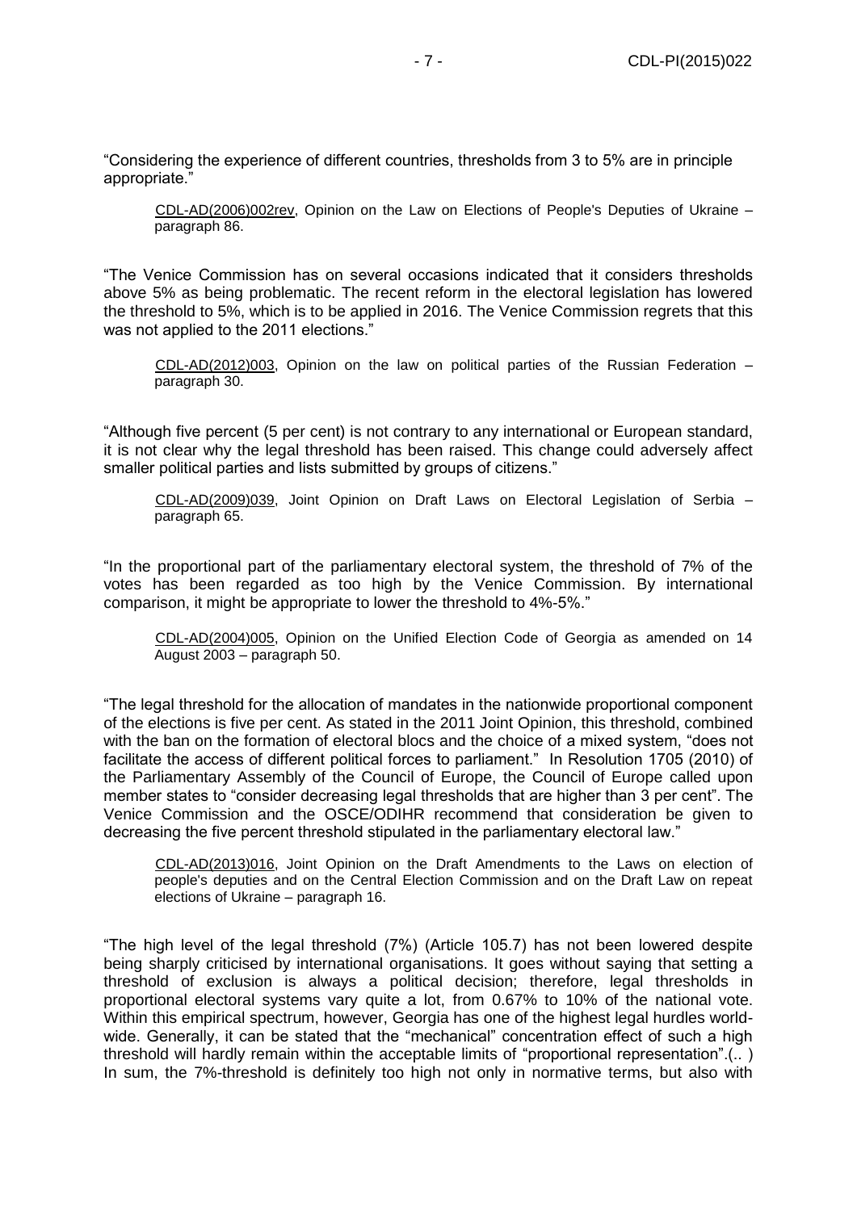"Considering the experience of different countries, thresholds from 3 to 5% are in principle appropriate."

> CDL-AD(2006)002rev, Opinion on the Law on Elections of People's Deputies of Ukraine – paragraph 86.

"The Venice Commission has on several occasions indicated that it considers thresholds above 5% as being problematic. The recent reform in the electoral legislation has lowered the threshold to 5%, which is to be applied in 2016. The Venice Commission regrets that this was not applied to the 2011 elections."

> CDL-AD(2012)003, Opinion on the law on political parties of the Russian Federation – paragraph 30.

"Although five percent (5 per cent) is not contrary to any international or European standard, it is not clear why the legal threshold has been raised. This change could adversely affect smaller political parties and lists submitted by groups of citizens."

> CDL-AD(2009)039, Joint Opinion on Draft Laws on Electoral Legislation of Serbia – paragraph 65.

"In the proportional part of the parliamentary electoral system, the threshold of 7% of the votes has been regarded as too high by the Venice Commission. By international comparison, it might be appropriate to lower the threshold to 4%-5%."

> CDL-AD(2004)005, Opinion on the Unified Election Code of Georgia as amended on 14 August 2003 – paragraph 50.

"The legal threshold for the allocation of mandates in the nationwide proportional component of the elections is five per cent. As stated in the 2011 Joint Opinion, this threshold, combined with the ban on the formation of electoral blocs and the choice of a mixed system, "does not facilitate the access of different political forces to parliament." In Resolution 1705 (2010) of the Parliamentary Assembly of the Council of Europe, the Council of Europe called upon member states to "consider decreasing legal thresholds that are higher than 3 per cent". The Venice Commission and the OSCE/ODIHR recommend that consideration be given to decreasing the five percent threshold stipulated in the parliamentary electoral law."

> CDL-AD(2013)016, Joint Opinion on the Draft Amendments to the Laws on election of people's deputies and on the Central Election Commission and on the Draft Law on repeat elections of Ukraine – paragraph 16.

"The high level of the legal threshold (7%) (Article 105.7) has not been lowered despite being sharply criticised by international organisations. It goes without saying that setting a threshold of exclusion is always a political decision; therefore, legal thresholds in proportional electoral systems vary quite a lot, from 0.67% to 10% of the national vote. Within this empirical spectrum, however, Georgia has one of the highest legal hurdles world-wide. Generally, it can be stated that the "mechanical" concentration effect of such a high threshold will hardly remain within the acceptable limits of "proportional representation".(.. ) In sum, the 7%-threshold is definitely too high not only in normative terms, but also with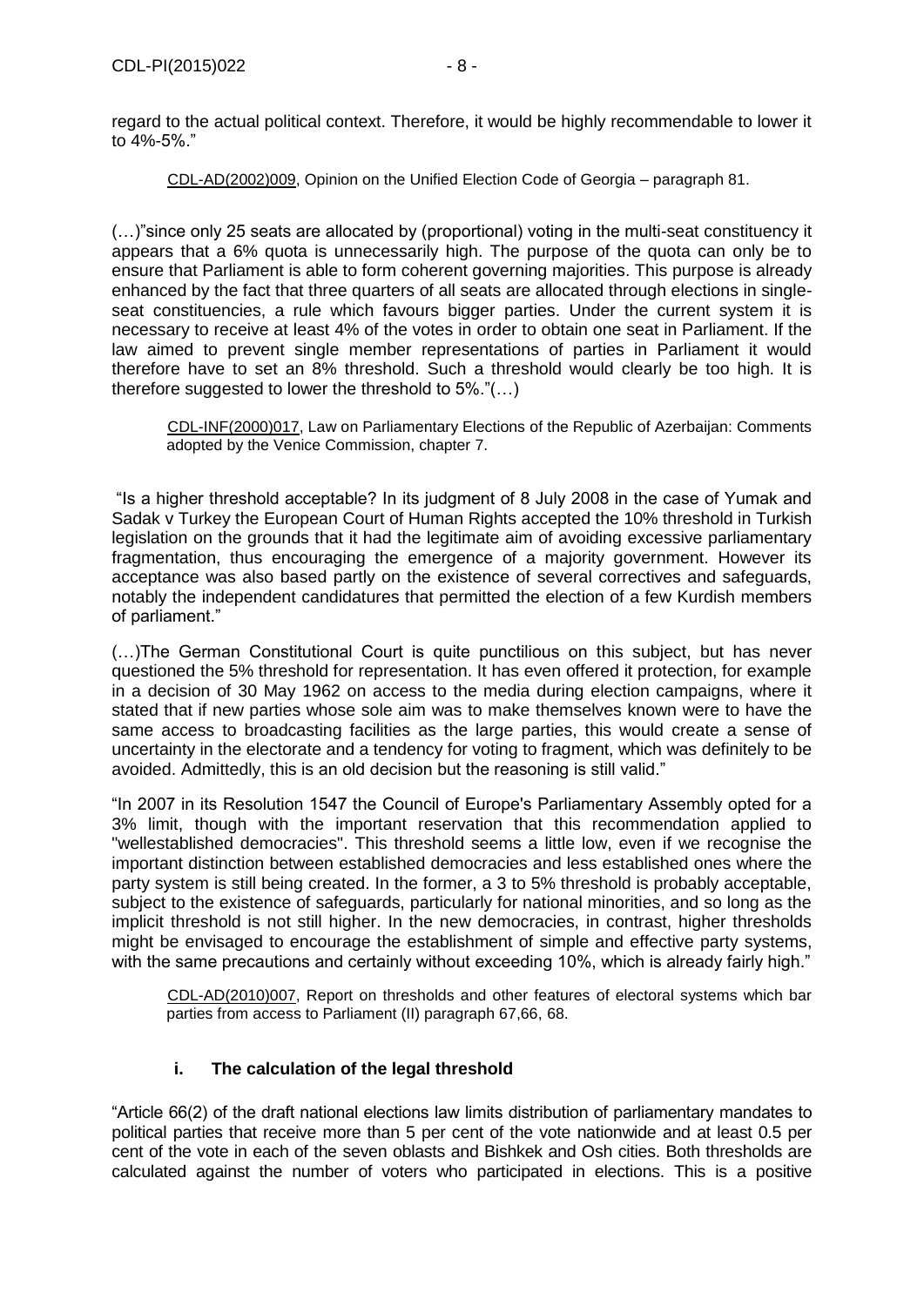regard to the actual political context. Therefore, it would be highly recommendable to lower it to 4%-5%."

CDL-AD(2002)009, Opinion on the Unified Election Code of Georgia – paragraph 81.

(…)"since only 25 seats are allocated by (proportional) voting in the multi-seat constituency it appears that a 6% quota is unnecessarily high. The purpose of the quota can only be to ensure that Parliament is able to form coherent governing majorities. This purpose is already enhanced by the fact that three quarters of all seats are allocated through elections in single-seat constituencies, a rule which favours bigger parties. Under the current system it is necessary to receive at least 4% of the votes in order to obtain one seat in Parliament. If the law aimed to prevent single member representations of parties in Parliament it would therefore have to set an 8% threshold. Such a threshold would clearly be too high. It is therefore suggested to lower the threshold to 5%."(…)

CDL-INF(2000)017, Law on Parliamentary Elections of the Republic of Azerbaijan: Comments adopted by the Venice Commission, chapter 7.

"Is a higher threshold acceptable? In its judgment of 8 July 2008 in the case of Yumak and Sadak v Turkey the European Court of Human Rights accepted the 10% threshold in Turkish legislation on the grounds that it had the legitimate aim of avoiding excessive parliamentary fragmentation, thus encouraging the emergence of a majority government. However its acceptance was also based partly on the existence of several correctives and safeguards, notably the independent candidatures that permitted the election of a few Kurdish members of parliament."

(…)The German Constitutional Court is quite punctilious on this subject, but has never questioned the 5% threshold for representation. It has even offered it protection, for example in a decision of 30 May 1962 on access to the media during election campaigns, where it stated that if new parties whose sole aim was to make themselves known were to have the same access to broadcasting facilities as the large parties, this would create a sense of uncertainty in the electorate and a tendency for voting to fragment, which was definitely to be avoided. Admittedly, this is an old decision but the reasoning is still valid."

"In 2007 in its Resolution 1547 the Council of Europe's Parliamentary Assembly opted for a 3% limit, though with the important reservation that this recommendation applied to "wellestablished democracies". This threshold seems a little low, even if we recognise the important distinction between established democracies and less established ones where the party system is still being created. In the former, a 3 to 5% threshold is probably acceptable, subject to the existence of safeguards, particularly for national minorities, and so long as the implicit threshold is not still higher. In the new democracies, in contrast, higher thresholds might be envisaged to encourage the establishment of simple and effective party systems, with the same precautions and certainly without exceeding 10%, which is already fairly high."

CDL-AD(2010)007, Report on thresholds and other features of electoral systems which bar parties from access to Parliament (II) paragraph 67,66, 68.

### i. The calculation of the legal threshold

"Article 66(2) of the draft national elections law limits distribution of parliamentary mandates to political parties that receive more than 5 per cent of the vote nationwide and at least 0.5 per cent of the vote in each of the seven oblasts and Bishkek and Osh cities. Both thresholds are calculated against the number of voters who participated in elections. This is a positive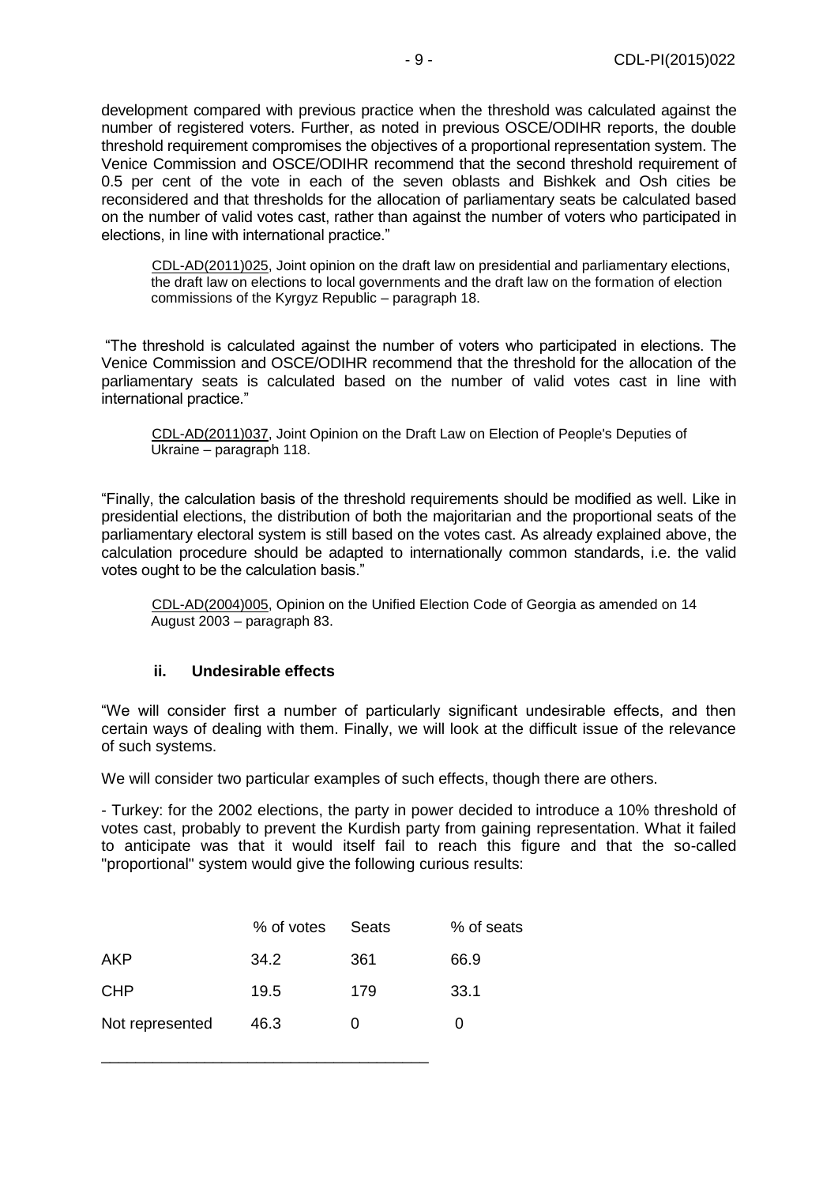development compared with previous practice when the threshold was calculated against the number of registered voters. Further, as noted in previous OSCE/ODIHR reports, the double threshold requirement compromises the objectives of a proportional representation system. The Venice Commission and OSCE/ODIHR recommend that the second threshold requirement of 0.5 per cent of the vote in each of the seven oblasts and Bishkek and Osh cities be reconsidered and that thresholds for the allocation of parliamentary seats be calculated based on the number of valid votes cast, rather than against the number of voters who participated in elections, in line with international practice."

> CDL-AD(2011)025, Joint opinion on the draft law on presidential and parliamentary elections, the draft law on elections to local governments and the draft law on the formation of election commissions of the Kyrgyz Republic – paragraph 18.

"The threshold is calculated against the number of voters who participated in elections. The Venice Commission and OSCE/ODIHR recommend that the threshold for the allocation of the parliamentary seats is calculated based on the number of valid votes cast in line with international practice."

> CDL-AD(2011)037, Joint Opinion on the Draft Law on Election of People's Deputies of Ukraine – paragraph 118.

"Finally, the calculation basis of the threshold requirements should be modified as well. Like in presidential elections, the distribution of both the majoritarian and the proportional seats of the parliamentary electoral system is still based on the votes cast. As already explained above, the calculation procedure should be adapted to internationally common standards, i.e. the valid votes ought to be the calculation basis."

> CDL-AD(2004)005, Opinion on the Unified Election Code of Georgia as amended on 14 August 2003 – paragraph 83.

### ii. Undesirable effects

"We will consider first a number of particularly significant undesirable effects, and then certain ways of dealing with them. Finally, we will look at the difficult issue of the relevance of such systems.

We will consider two particular examples of such effects, though there are others.

- Turkey: for the 2002 elections, the party in power decided to introduce a 10% threshold of votes cast, probably to prevent the Kurdish party from gaining representation. What it failed to anticipate was that it would itself fail to reach this figure and that the so-called "proportional" system would give the following curious results:

| | % of votes | Seats | % of seats |
|---|---|---|---|
| AKP | 34.2 | 361 | 66.9 |
| CHP | 19.5 | 179 | 33.1 |
| Not represented | 46.3 | 0 | 0 |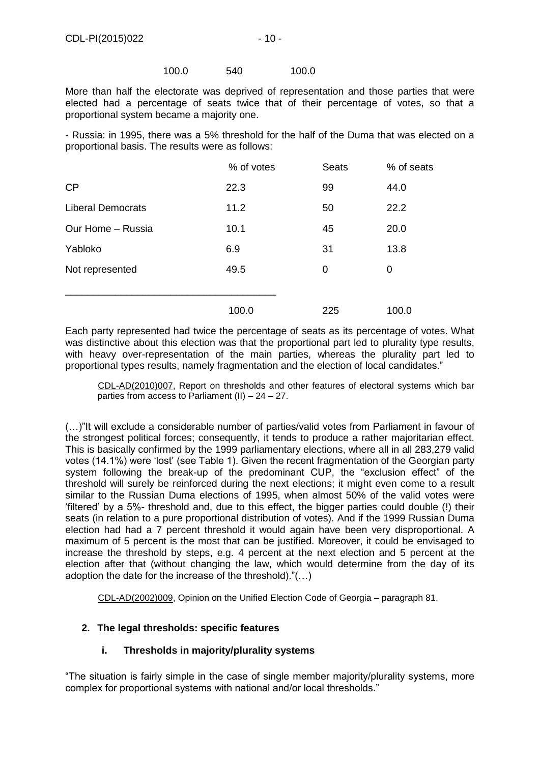| | | |
|---|---|---|
| 100.0 | 540 | 100.0 |

More than half the electorate was deprived of representation and those parties that were elected had a percentage of seats twice that of their percentage of votes, so that a proportional system became a majority one.

- Russia: in 1995, there was a 5% threshold for the half of the Duma that was elected on a proportional basis. The results were as follows:

| | % of votes | Seats | % of seats |
|---|---|---|---|
| CP | 22.3 | 99 | 44.0 |
| Liberal Democrats | 11.2 | 50 | 22.2 |
| Our Home – Russia | 10.1 | 45 | 20.0 |
| Yabloko | 6.9 | 31 | 13.8 |
| Not represented | 49.5 | 0 | 0 |
| | 100.0 | 225 | 100.0 |

Each party represented had twice the percentage of seats as its percentage of votes. What was distinctive about this election was that the proportional part led to plurality type results, with heavy over-representation of the main parties, whereas the plurality part led to proportional types results, namely fragmentation and the election of local candidates."

> CDL-AD(2010)007, Report on thresholds and other features of electoral systems which bar parties from access to Parliament (II) – 24 – 27.

(…)"It will exclude a considerable number of parties/valid votes from Parliament in favour of the strongest political forces; consequently, it tends to produce a rather majoritarian effect. This is basically confirmed by the 1999 parliamentary elections, where all in all 283,279 valid votes (14.1%) were 'lost' (see Table 1). Given the recent fragmentation of the Georgian party system following the break-up of the predominant CUP, the "exclusion effect" of the threshold will surely be reinforced during the next elections; it might even come to a result similar to the Russian Duma elections of 1995, when almost 50% of the valid votes were 'filtered' by a 5%- threshold and, due to this effect, the bigger parties could double (!) their seats (in relation to a pure proportional distribution of votes). And if the 1999 Russian Duma election had had a 7 percent threshold it would again have been very disproportional. A maximum of 5 percent is the most that can be justified. Moreover, it could be envisaged to increase the threshold by steps, e.g. 4 percent at the next election and 5 percent at the election after that (without changing the law, which would determine from the day of its adoption the date for the increase of the threshold)."(…)

> CDL-AD(2002)009, Opinion on the Unified Election Code of Georgia – paragraph 81.

## 2. The legal thresholds: specific features

### i. Thresholds in majority/plurality systems

"The situation is fairly simple in the case of single member majority/plurality systems, more complex for proportional systems with national and/or local thresholds."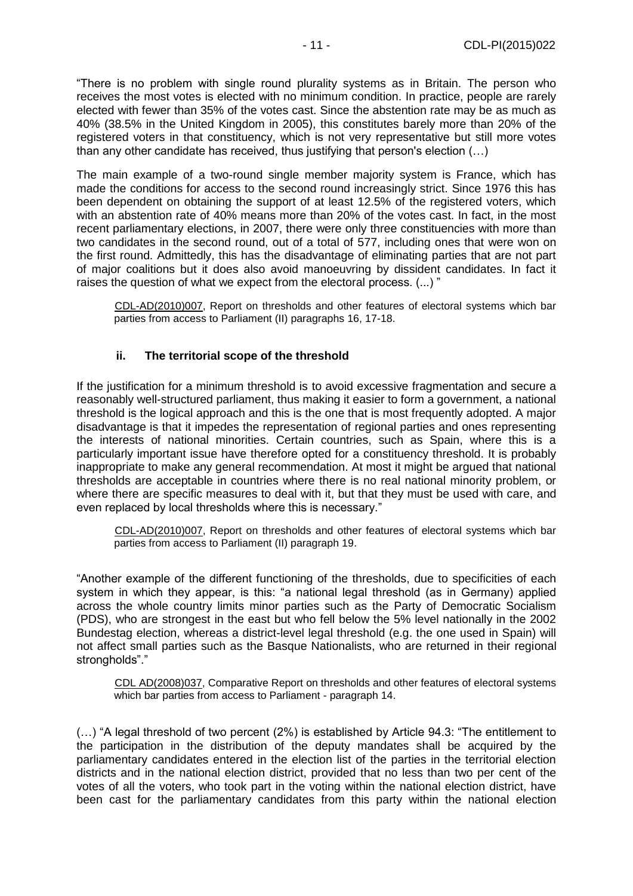"There is no problem with single round plurality systems as in Britain. The person who receives the most votes is elected with no minimum condition. In practice, people are rarely elected with fewer than 35% of the votes cast. Since the abstention rate may be as much as 40% (38.5% in the United Kingdom in 2005), this constitutes barely more than 20% of the registered voters in that constituency, which is not very representative but still more votes than any other candidate has received, thus justifying that person's election (…)

The main example of a two-round single member majority system is France, which has made the conditions for access to the second round increasingly strict. Since 1976 this has been dependent on obtaining the support of at least 12.5% of the registered voters, which with an abstention rate of 40% means more than 20% of the votes cast. In fact, in the most recent parliamentary elections, in 2007, there were only three constituencies with more than two candidates in the second round, out of a total of 577, including ones that were won on the first round. Admittedly, this has the disadvantage of eliminating parties that are not part of major coalitions but it does also avoid manoeuvring by dissident candidates. In fact it raises the question of what we expect from the electoral process. (...) "

> CDL-AD(2010)007, Report on thresholds and other features of electoral systems which bar parties from access to Parliament (II) paragraphs 16, 17-18.

### ii. The territorial scope of the threshold

If the justification for a minimum threshold is to avoid excessive fragmentation and secure a reasonably well-structured parliament, thus making it easier to form a government, a national threshold is the logical approach and this is the one that is most frequently adopted. A major disadvantage is that it impedes the representation of regional parties and ones representing the interests of national minorities. Certain countries, such as Spain, where this is a particularly important issue have therefore opted for a constituency threshold. It is probably inappropriate to make any general recommendation. At most it might be argued that national thresholds are acceptable in countries where there is no real national minority problem, or where there are specific measures to deal with it, but that they must be used with care, and even replaced by local thresholds where this is necessary."

> CDL-AD(2010)007, Report on thresholds and other features of electoral systems which bar parties from access to Parliament (II) paragraph 19.

"Another example of the different functioning of the thresholds, due to specificities of each system in which they appear, is this: "a national legal threshold (as in Germany) applied across the whole country limits minor parties such as the Party of Democratic Socialism (PDS), who are strongest in the east but who fell below the 5% level nationally in the 2002 Bundestag election, whereas a district-level legal threshold (e.g. the one used in Spain) will not affect small parties such as the Basque Nationalists, who are returned in their regional strongholds"."

> CDL AD(2008)037, Comparative Report on thresholds and other features of electoral systems which bar parties from access to Parliament - paragraph 14.

(…) "A legal threshold of two percent (2%) is established by Article 94.3: "The entitlement to the participation in the distribution of the deputy mandates shall be acquired by the parliamentary candidates entered in the election list of the parties in the territorial election districts and in the national election district, provided that no less than two per cent of the votes of all the voters, who took part in the voting within the national election district, have been cast for the parliamentary candidates from this party within the national election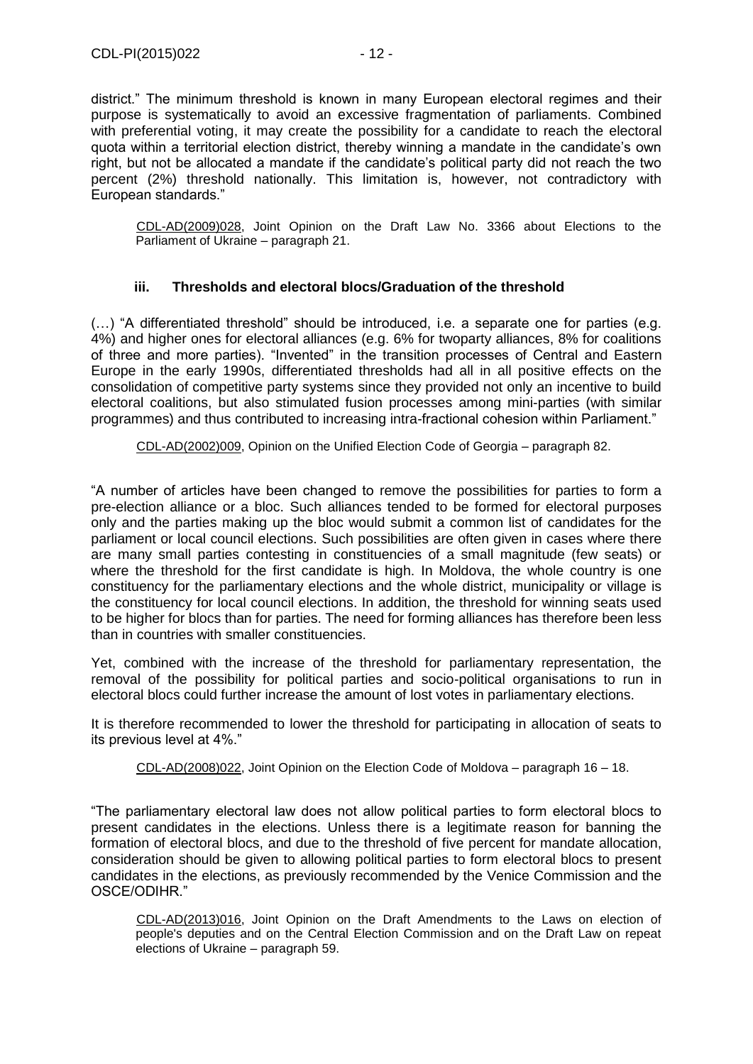district." The minimum threshold is known in many European electoral regimes and their purpose is systematically to avoid an excessive fragmentation of parliaments. Combined with preferential voting, it may create the possibility for a candidate to reach the electoral quota within a territorial election district, thereby winning a mandate in the candidate's own right, but not be allocated a mandate if the candidate's political party did not reach the two percent (2%) threshold nationally. This limitation is, however, not contradictory with European standards."

> CDL-AD(2009)028, Joint Opinion on the Draft Law No. 3366 about Elections to the Parliament of Ukraine – paragraph 21.

### iii. Thresholds and electoral blocs/Graduation of the threshold

(…) "A differentiated threshold" should be introduced, i.e. a separate one for parties (e.g. 4%) and higher ones for electoral alliances (e.g. 6% for twoparty alliances, 8% for coalitions of three and more parties). "Invented" in the transition processes of Central and Eastern Europe in the early 1990s, differentiated thresholds had all in all positive effects on the consolidation of competitive party systems since they provided not only an incentive to build electoral coalitions, but also stimulated fusion processes among mini-parties (with similar programmes) and thus contributed to increasing intra-fractional cohesion within Parliament."

> CDL-AD(2002)009, Opinion on the Unified Election Code of Georgia – paragraph 82.

"A number of articles have been changed to remove the possibilities for parties to form a pre-election alliance or a bloc. Such alliances tended to be formed for electoral purposes only and the parties making up the bloc would submit a common list of candidates for the parliament or local council elections. Such possibilities are often given in cases where there are many small parties contesting in constituencies of a small magnitude (few seats) or where the threshold for the first candidate is high. In Moldova, the whole country is one constituency for the parliamentary elections and the whole district, municipality or village is the constituency for local council elections. In addition, the threshold for winning seats used to be higher for blocs than for parties. The need for forming alliances has therefore been less than in countries with smaller constituencies.

Yet, combined with the increase of the threshold for parliamentary representation, the removal of the possibility for political parties and socio-political organisations to run in electoral blocs could further increase the amount of lost votes in parliamentary elections.

It is therefore recommended to lower the threshold for participating in allocation of seats to its previous level at 4%."

> CDL-AD(2008)022, Joint Opinion on the Election Code of Moldova – paragraph 16 – 18.

"The parliamentary electoral law does not allow political parties to form electoral blocs to present candidates in the elections. Unless there is a legitimate reason for banning the formation of electoral blocs, and due to the threshold of five percent for mandate allocation, consideration should be given to allowing political parties to form electoral blocs to present candidates in the elections, as previously recommended by the Venice Commission and the OSCE/ODIHR."

> CDL-AD(2013)016, Joint Opinion on the Draft Amendments to the Laws on election of people's deputies and on the Central Election Commission and on the Draft Law on repeat elections of Ukraine – paragraph 59.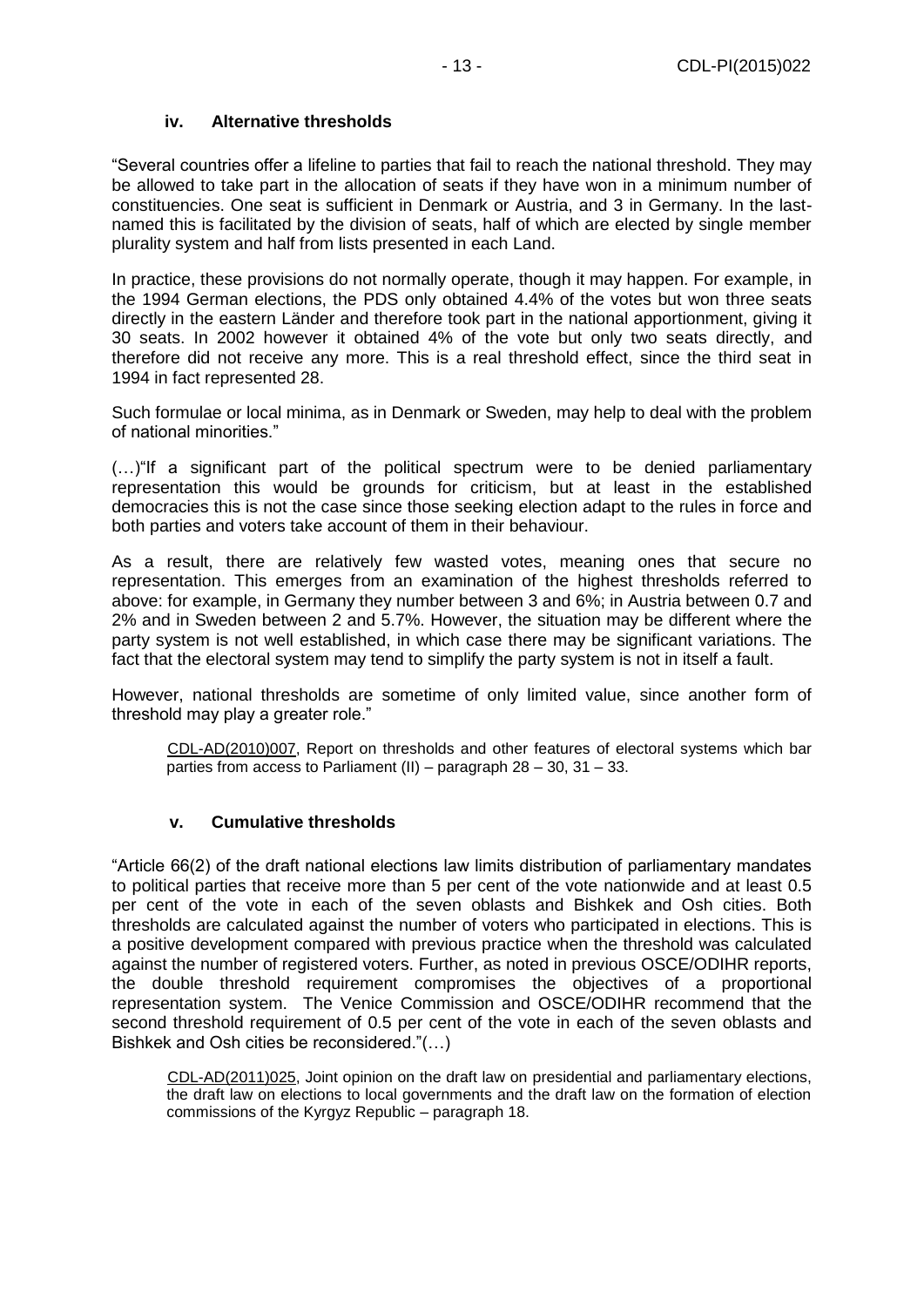### iv. Alternative thresholds

"Several countries offer a lifeline to parties that fail to reach the national threshold. They may be allowed to take part in the allocation of seats if they have won in a minimum number of constituencies. One seat is sufficient in Denmark or Austria, and 3 in Germany. In the last-named this is facilitated by the division of seats, half of which are elected by single member plurality system and half from lists presented in each Land.

In practice, these provisions do not normally operate, though it may happen. For example, in the 1994 German elections, the PDS only obtained 4.4% of the votes but won three seats directly in the eastern Länder and therefore took part in the national apportionment, giving it 30 seats. In 2002 however it obtained 4% of the vote but only two seats directly, and therefore did not receive any more. This is a real threshold effect, since the third seat in 1994 in fact represented 28.

Such formulae or local minima, as in Denmark or Sweden, may help to deal with the problem of national minorities."

(…)"If a significant part of the political spectrum were to be denied parliamentary representation this would be grounds for criticism, but at least in the established democracies this is not the case since those seeking election adapt to the rules in force and both parties and voters take account of them in their behaviour.

As a result, there are relatively few wasted votes, meaning ones that secure no representation. This emerges from an examination of the highest thresholds referred to above: for example, in Germany they number between 3 and 6%; in Austria between 0.7 and 2% and in Sweden between 2 and 5.7%. However, the situation may be different where the party system is not well established, in which case there may be significant variations. The fact that the electoral system may tend to simplify the party system is not in itself a fault.

However, national thresholds are sometime of only limited value, since another form of threshold may play a greater role."

> CDL-AD(2010)007, Report on thresholds and other features of electoral systems which bar parties from access to Parliament (II) – paragraph 28 – 30, 31 – 33.

### v. Cumulative thresholds

"Article 66(2) of the draft national elections law limits distribution of parliamentary mandates to political parties that receive more than 5 per cent of the vote nationwide and at least 0.5 per cent of the vote in each of the seven oblasts and Bishkek and Osh cities. Both thresholds are calculated against the number of voters who participated in elections. This is a positive development compared with previous practice when the threshold was calculated against the number of registered voters. Further, as noted in previous OSCE/ODIHR reports, the double threshold requirement compromises the objectives of a proportional representation system. The Venice Commission and OSCE/ODIHR recommend that the second threshold requirement of 0.5 per cent of the vote in each of the seven oblasts and Bishkek and Osh cities be reconsidered."(…)

> CDL-AD(2011)025, Joint opinion on the draft law on presidential and parliamentary elections, the draft law on elections to local governments and the draft law on the formation of election commissions of the Kyrgyz Republic – paragraph 18.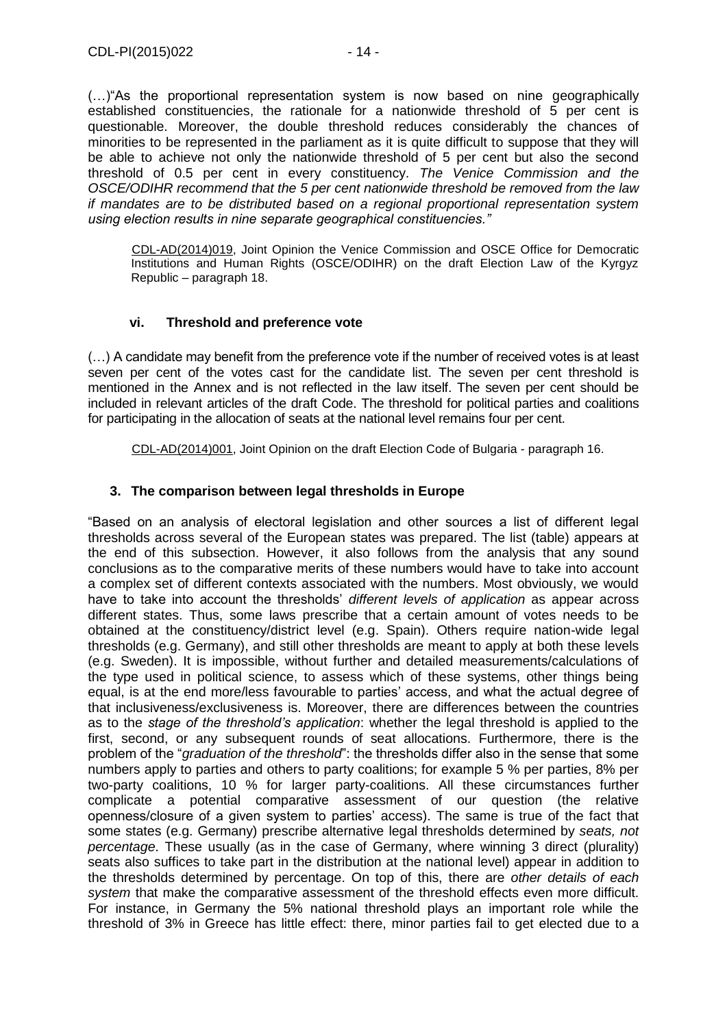(…)"As the proportional representation system is now based on nine geographically established constituencies, the rationale for a nationwide threshold of 5 per cent is questionable. Moreover, the double threshold reduces considerably the chances of minorities to be represented in the parliament as it is quite difficult to suppose that they will be able to achieve not only the nationwide threshold of 5 per cent but also the second threshold of 0.5 per cent in every constituency. *The Venice Commission and the OSCE/ODIHR recommend that the 5 per cent nationwide threshold be removed from the law if mandates are to be distributed based on a regional proportional representation system using election results in nine separate geographical constituencies."*

> CDL-AD(2014)019, Joint Opinion the Venice Commission and OSCE Office for Democratic Institutions and Human Rights (OSCE/ODIHR) on the draft Election Law of the Kyrgyz Republic – paragraph 18.

#### vi. Threshold and preference vote

(…) A candidate may benefit from the preference vote if the number of received votes is at least seven per cent of the votes cast for the candidate list. The seven per cent threshold is mentioned in the Annex and is not reflected in the law itself. The seven per cent should be included in relevant articles of the draft Code. The threshold for political parties and coalitions for participating in the allocation of seats at the national level remains four per cent.

> CDL-AD(2014)001, Joint Opinion on the draft Election Code of Bulgaria - paragraph 16.

### 3. The comparison between legal thresholds in Europe

"Based on an analysis of electoral legislation and other sources a list of different legal thresholds across several of the European states was prepared. The list (table) appears at the end of this subsection. However, it also follows from the analysis that any sound conclusions as to the comparative merits of these numbers would have to take into account a complex set of different contexts associated with the numbers. Most obviously, we would have to take into account the thresholds' *different levels of application* as appear across different states. Thus, some laws prescribe that a certain amount of votes needs to be obtained at the constituency/district level (e.g. Spain). Others require nation-wide legal thresholds (e.g. Germany), and still other thresholds are meant to apply at both these levels (e.g. Sweden). It is impossible, without further and detailed measurements/calculations of the type used in political science, to assess which of these systems, other things being equal, is at the end more/less favourable to parties' access, and what the actual degree of that inclusiveness/exclusiveness is. Moreover, there are differences between the countries as to the *stage of the threshold's application*: whether the legal threshold is applied to the first, second, or any subsequent rounds of seat allocations. Furthermore, there is the problem of the "*graduation of the threshold*": the thresholds differ also in the sense that some numbers apply to parties and others to party coalitions; for example 5 % per parties, 8% per two-party coalitions, 10 % for larger party-coalitions. All these circumstances further complicate a potential comparative assessment of our question (the relative openness/closure of a given system to parties' access). The same is true of the fact that some states (e.g. Germany) prescribe alternative legal thresholds determined by *seats, not percentage*. These usually (as in the case of Germany, where winning 3 direct (plurality) seats also suffices to take part in the distribution at the national level) appear in addition to the thresholds determined by percentage. On top of this, there are *other details of each system* that make the comparative assessment of the threshold effects even more difficult. For instance, in Germany the 5% national threshold plays an important role while the threshold of 3% in Greece has little effect: there, minor parties fail to get elected due to a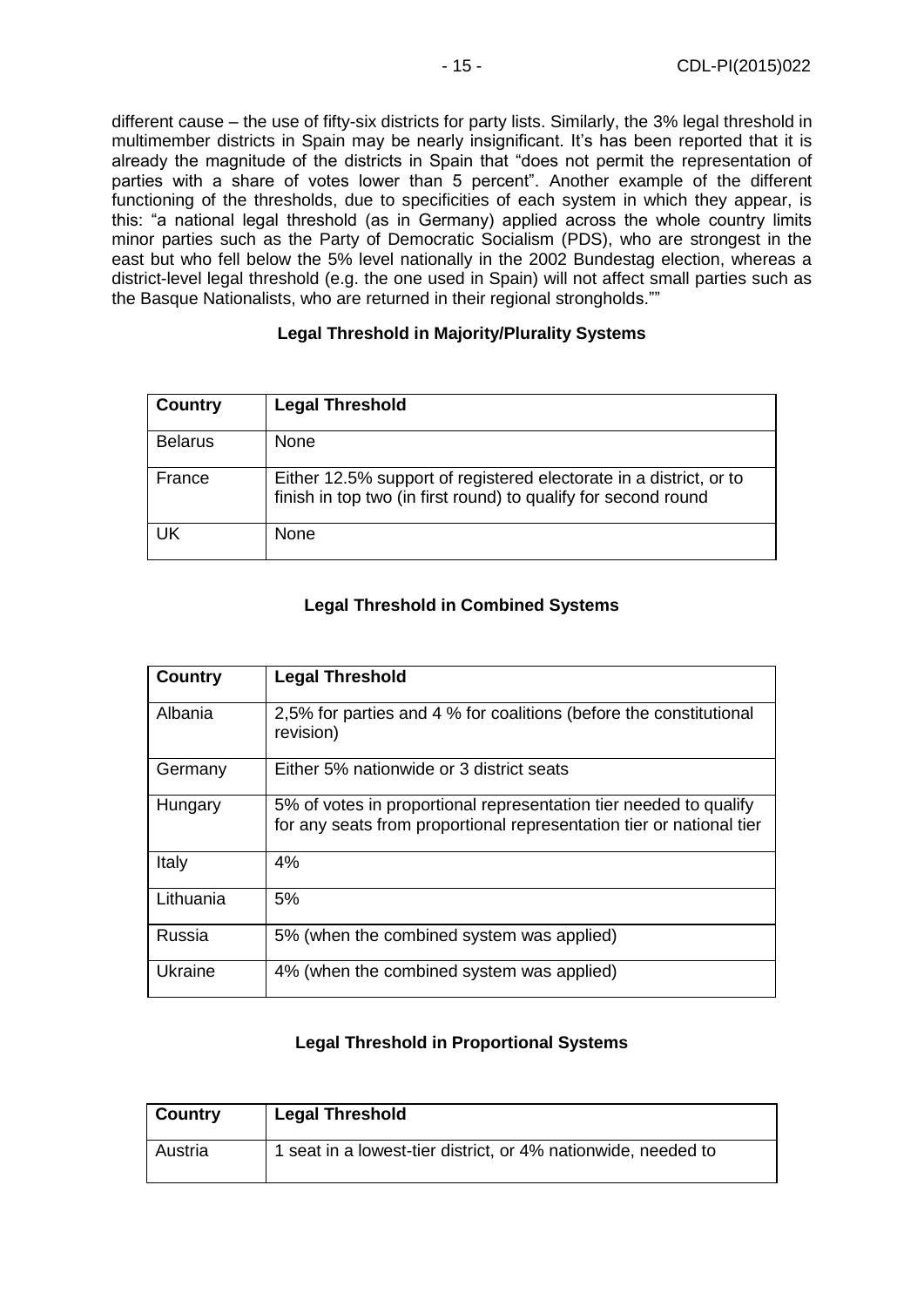different cause – the use of fifty-six districts for party lists. Similarly, the 3% legal threshold in multimember districts in Spain may be nearly insignificant. It's has been reported that it is already the magnitude of the districts in Spain that "does not permit the representation of parties with a share of votes lower than 5 percent". Another example of the different functioning of the thresholds, due to specificities of each system in which they appear, is this: "a national legal threshold (as in Germany) applied across the whole country limits minor parties such as the Party of Democratic Socialism (PDS), who are strongest in the east but who fell below the 5% level nationally in the 2002 Bundestag election, whereas a district-level legal threshold (e.g. the one used in Spain) will not affect small parties such as the Basque Nationalists, who are returned in their regional strongholds.""

**Legal Threshold in Majority/Plurality Systems**

| Country | Legal Threshold |
|---|---|
| Belarus | None |
| France | Either 12.5% support of registered electorate in a district, or to finish in top two (in first round) to qualify for second round |
| UK | None |

**Legal Threshold in Combined Systems**

| Country | Legal Threshold |
|---|---|
| Albania | 2,5% for parties and 4 % for coalitions (before the constitutional revision) |
| Germany | Either 5% nationwide or 3 district seats |
| Hungary | 5% of votes in proportional representation tier needed to qualify for any seats from proportional representation tier or national tier |
| Italy | 4% |
| Lithuania | 5% |
| Russia | 5% (when the combined system was applied) |
| Ukraine | 4% (when the combined system was applied) |

**Legal Threshold in Proportional Systems**

| Country | Legal Threshold |
|---|---|
| Austria | 1 seat in a lowest-tier district, or 4% nationwide, needed to |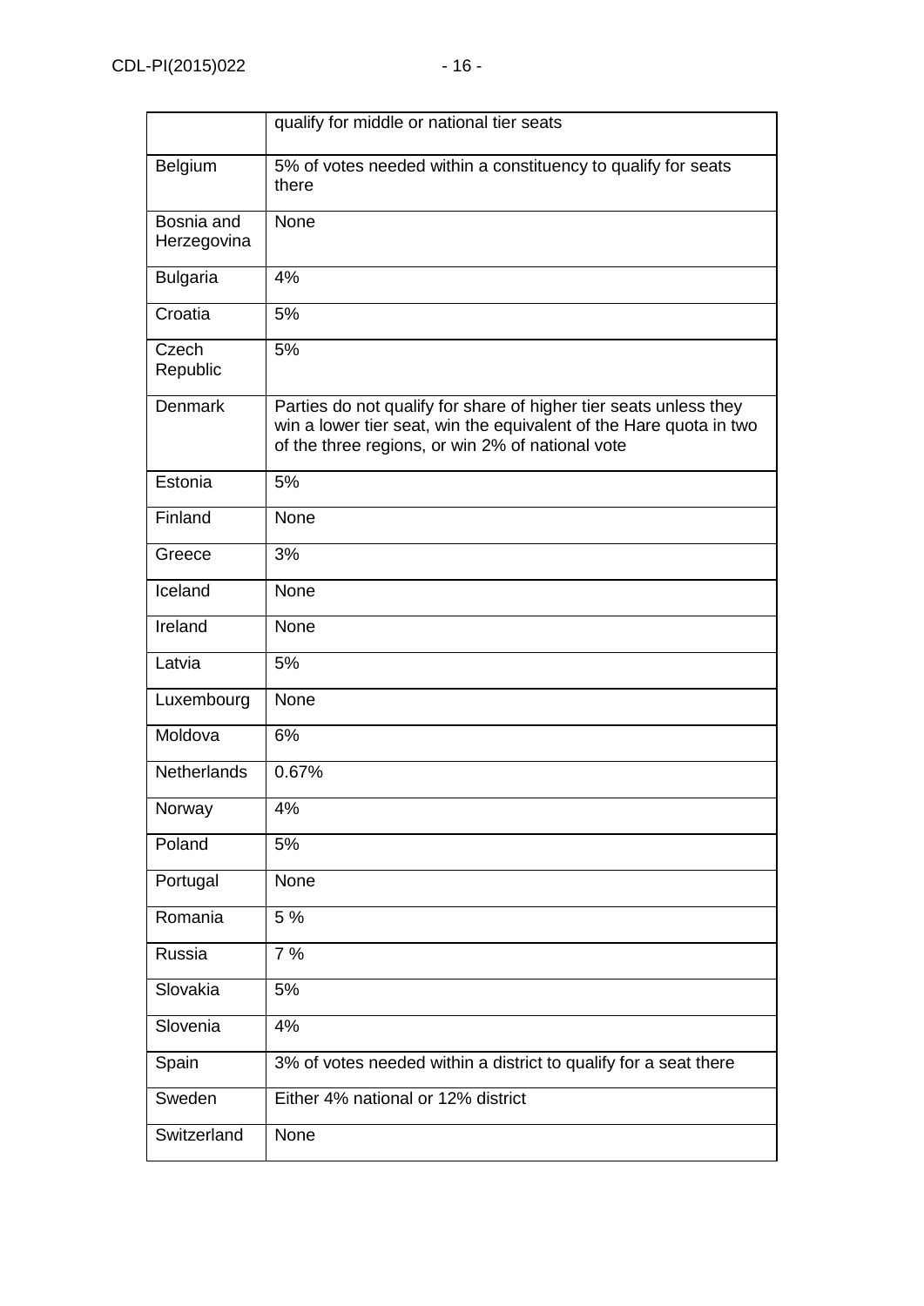| | |
|---|---|
| | qualify for middle or national tier seats |
| Belgium | 5% of votes needed within a constituency to qualify for seats there |
| Bosnia and Herzegovina | None |
| Bulgaria | 4% |
| Croatia | 5% |
| Czech Republic | 5% |
| Denmark | Parties do not qualify for share of higher tier seats unless they win a lower tier seat, win the equivalent of the Hare quota in two of the three regions, or win 2% of national vote |
| Estonia | 5% |
| Finland | None |
| Greece | 3% |
| Iceland | None |
| Ireland | None |
| Latvia | 5% |
| Luxembourg | None |
| Moldova | 6% |
| Netherlands | 0.67% |
| Norway | 4% |
| Poland | 5% |
| Portugal | None |
| Romania | 5 % |
| Russia | 7 % |
| Slovakia | 5% |
| Slovenia | 4% |
| Spain | 3% of votes needed within a district to qualify for a seat there |
| Sweden | Either 4% national or 12% district |
| Switzerland | None |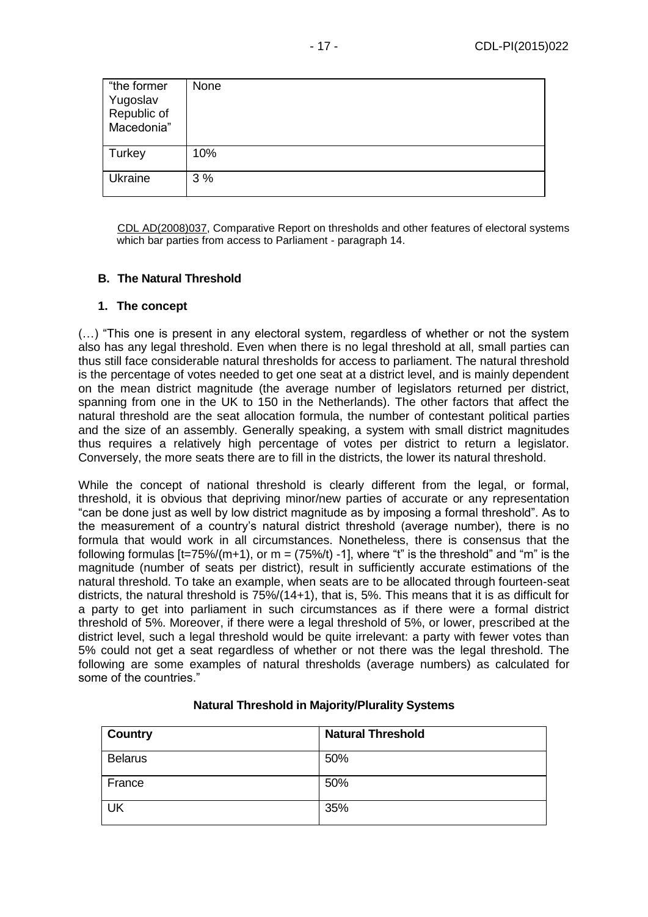| "the former Yugoslav Republic of Macedonia" | None |
|---|---|
| Turkey | 10% |
| Ukraine | 3 % |

CDL AD(2008)037, Comparative Report on thresholds and other features of electoral systems which bar parties from access to Parliament - paragraph 14.

### B. The Natural Threshold

#### 1. The concept

(…) "This one is present in any electoral system, regardless of whether or not the system also has any legal threshold. Even when there is no legal threshold at all, small parties can thus still face considerable natural thresholds for access to parliament. The natural threshold is the percentage of votes needed to get one seat at a district level, and is mainly dependent on the mean district magnitude (the average number of legislators returned per district, spanning from one in the UK to 150 in the Netherlands). The other factors that affect the natural threshold are the seat allocation formula, the number of contestant political parties and the size of an assembly. Generally speaking, a system with small district magnitudes thus requires a relatively high percentage of votes per district to return a legislator. Conversely, the more seats there are to fill in the districts, the lower its natural threshold.

While the concept of national threshold is clearly different from the legal, or formal, threshold, it is obvious that depriving minor/new parties of accurate or any representation "can be done just as well by low district magnitude as by imposing a formal threshold". As to the measurement of a country's natural district threshold (average number), there is no formula that would work in all circumstances. Nonetheless, there is consensus that the following formulas [$t=75\%/(m+1)$, or $m = (75\%/t) -1$], where "t" is the threshold" and "m" is the magnitude (number of seats per district), result in sufficiently accurate estimations of the natural threshold. To take an example, when seats are to be allocated through fourteen-seat districts, the natural threshold is $75\%/(14+1)$, that is, 5%. This means that it is as difficult for a party to get into parliament in such circumstances as if there were a formal district threshold of 5%. Moreover, if there were a legal threshold of 5%, or lower, prescribed at the district level, such a legal threshold would be quite irrelevant: a party with fewer votes than 5% could not get a seat regardless of whether or not there was the legal threshold. The following are some examples of natural thresholds (average numbers) as calculated for some of the countries."

**Natural Threshold in Majority/Plurality Systems**

| Country | Natural Threshold |
|---|---|
| Belarus | 50% |
| France | 50% |
| UK | 35% |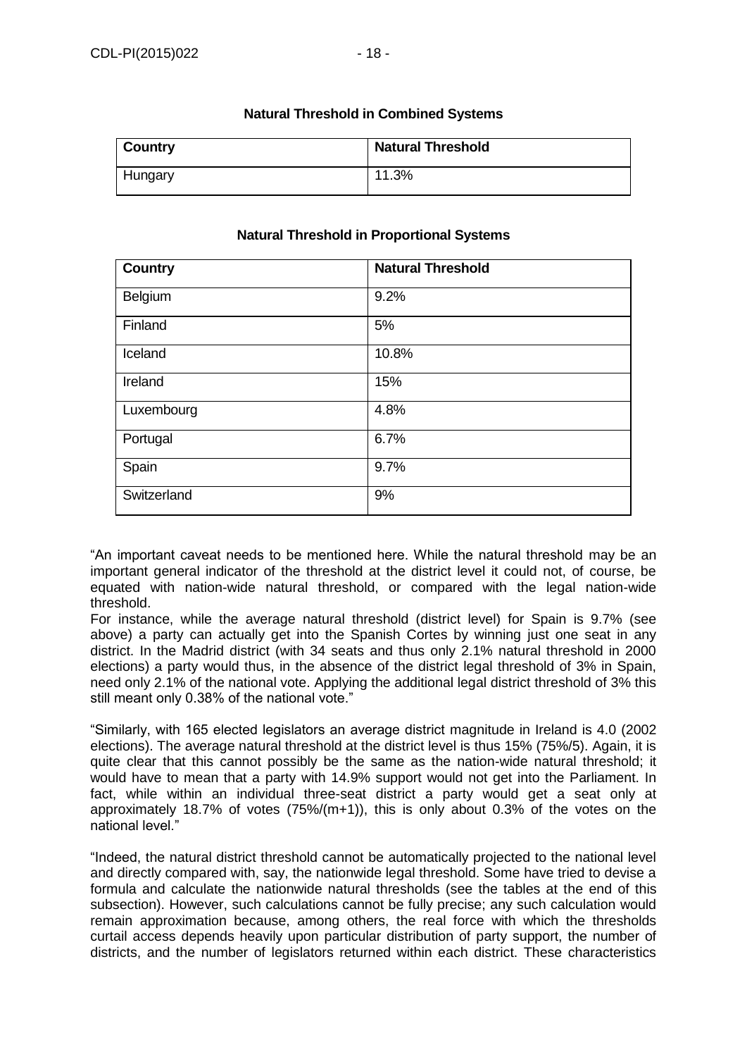**Natural Threshold in Combined Systems**

| Country | Natural Threshold |
|---|---|
| Hungary | 11.3% |

**Natural Threshold in Proportional Systems**

| Country | Natural Threshold |
|---|---|
| Belgium | 9.2% |
| Finland | 5% |
| Iceland | 10.8% |
| Ireland | 15% |
| Luxembourg | 4.8% |
| Portugal | 6.7% |
| Spain | 9.7% |
| Switzerland | 9% |

"An important caveat needs to be mentioned here. While the natural threshold may be an important general indicator of the threshold at the district level it could not, of course, be equated with nation-wide natural threshold, or compared with the legal nation-wide threshold.

For instance, while the average natural threshold (district level) for Spain is 9.7% (see above) a party can actually get into the Spanish Cortes by winning just one seat in any district. In the Madrid district (with 34 seats and thus only 2.1% natural threshold in 2000 elections) a party would thus, in the absence of the district legal threshold of 3% in Spain, need only 2.1% of the national vote. Applying the additional legal district threshold of 3% this still meant only 0.38% of the national vote."

"Similarly, with 165 elected legislators an average district magnitude in Ireland is 4.0 (2002 elections). The average natural threshold at the district level is thus 15% (75%/5). Again, it is quite clear that this cannot possibly be the same as the nation-wide natural threshold; it would have to mean that a party with 14.9% support would not get into the Parliament. In fact, while within an individual three-seat district a party would get a seat only at approximately 18.7% of votes (75%/(m+1)), this is only about 0.3% of the votes on the national level."

"Indeed, the natural district threshold cannot be automatically projected to the national level and directly compared with, say, the nationwide legal threshold. Some have tried to devise a formula and calculate the nationwide natural thresholds (see the tables at the end of this subsection). However, such calculations cannot be fully precise; any such calculation would remain approximation because, among others, the real force with which the thresholds curtail access depends heavily upon particular distribution of party support, the number of districts, and the number of legislators returned within each district. These characteristics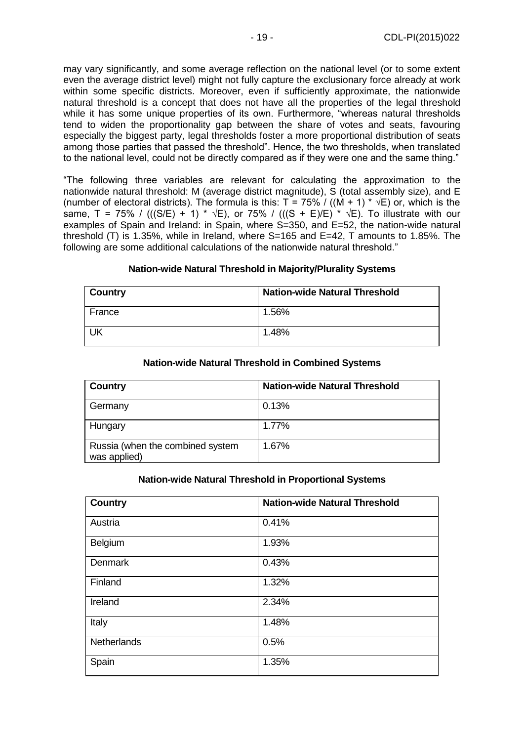may vary significantly, and some average reflection on the national level (or to some extent even the average district level) might not fully capture the exclusionary force already at work within some specific districts. Moreover, even if sufficiently approximate, the nationwide natural threshold is a concept that does not have all the properties of the legal threshold while it has some unique properties of its own. Furthermore, "whereas natural thresholds tend to widen the proportionality gap between the share of votes and seats, favouring especially the biggest party, legal thresholds foster a more proportional distribution of seats among those parties that passed the threshold". Hence, the two thresholds, when translated to the national level, could not be directly compared as if they were one and the same thing."

"The following three variables are relevant for calculating the approximation to the nationwide natural threshold: M (average district magnitude), S (total assembly size), and E (number of electoral districts). The formula is this: $T = 75\% / ((M + 1) * \sqrt{E})$ or, which is the same, $T = 75\% / (((S/E) + 1) * \sqrt{E})$, or $75\% / (((S + E)/E) * \sqrt{E})$. To illustrate with our examples of Spain and Ireland: in Spain, where S=350, and E=52, the nation-wide natural threshold (T) is 1.35%, while in Ireland, where S=165 and E=42, T amounts to 1.85%. The following are some additional calculations of the nationwide natural threshold."

**Nation-wide Natural Threshold in Majority/Plurality Systems**

| Country | Nation-wide Natural Threshold |
|---|---|
| France | 1.56% |
| UK | 1.48% |

**Nation-wide Natural Threshold in Combined Systems**

| Country | Nation-wide Natural Threshold |
|---|---|
| Germany | 0.13% |
| Hungary | 1.77% |
| Russia (when the combined system was applied) | 1.67% |

**Nation-wide Natural Threshold in Proportional Systems**

| Country | Nation-wide Natural Threshold |
|---|---|
| Austria | 0.41% |
| Belgium | 1.93% |
| Denmark | 0.43% |
| Finland | 1.32% |
| Ireland | 2.34% |
| Italy | 1.48% |
| Netherlands | 0.5% |
| Spain | 1.35% |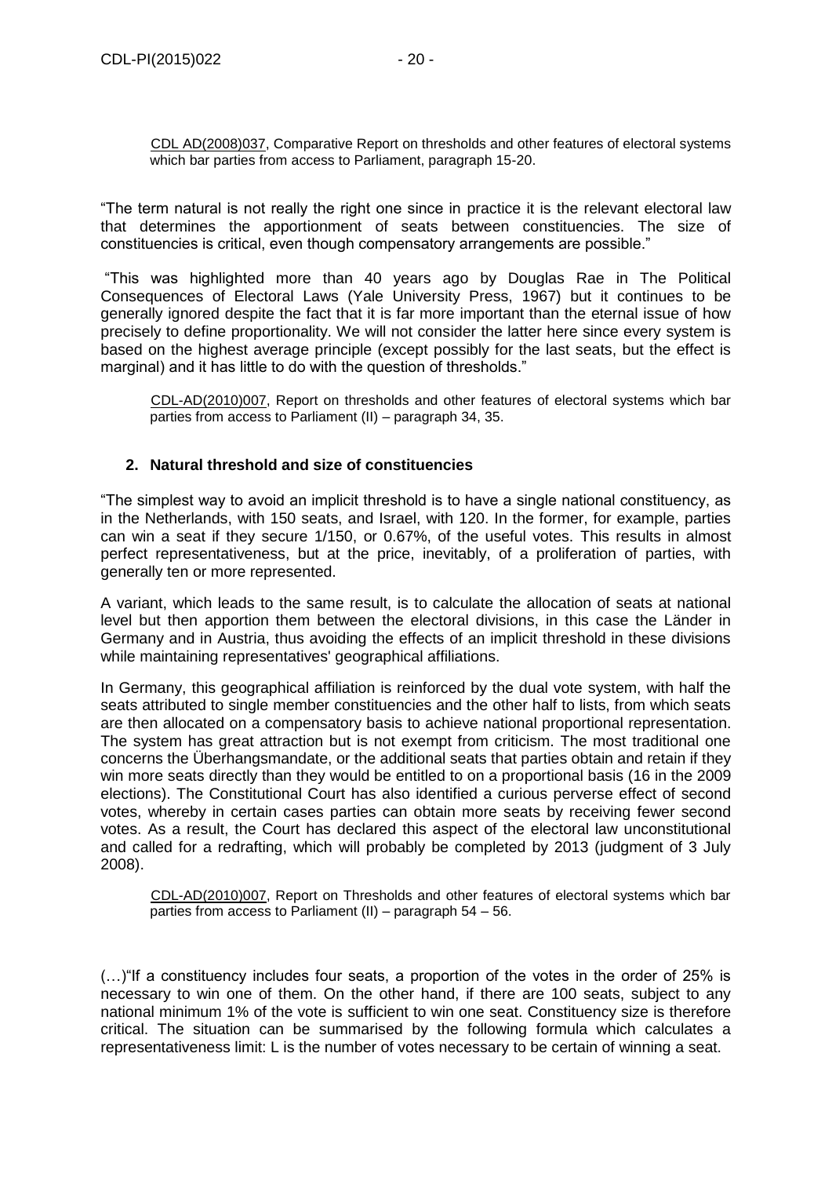CDL AD(2008)037, Comparative Report on thresholds and other features of electoral systems which bar parties from access to Parliament, paragraph 15-20.

"The term natural is not really the right one since in practice it is the relevant electoral law that determines the apportionment of seats between constituencies. The size of constituencies is critical, even though compensatory arrangements are possible."

"This was highlighted more than 40 years ago by Douglas Rae in The Political Consequences of Electoral Laws (Yale University Press, 1967) but it continues to be generally ignored despite the fact that it is far more important than the eternal issue of how precisely to define proportionality. We will not consider the latter here since every system is based on the highest average principle (except possibly for the last seats, but the effect is marginal) and it has little to do with the question of thresholds."

CDL-AD(2010)007, Report on thresholds and other features of electoral systems which bar parties from access to Parliament (II) – paragraph 34, 35.

## 2. Natural threshold and size of constituencies

"The simplest way to avoid an implicit threshold is to have a single national constituency, as in the Netherlands, with 150 seats, and Israel, with 120. In the former, for example, parties can win a seat if they secure 1/150, or 0.67%, of the useful votes. This results in almost perfect representativeness, but at the price, inevitably, of a proliferation of parties, with generally ten or more represented.

A variant, which leads to the same result, is to calculate the allocation of seats at national level but then apportion them between the electoral divisions, in this case the Länder in Germany and in Austria, thus avoiding the effects of an implicit threshold in these divisions while maintaining representatives' geographical affiliations.

In Germany, this geographical affiliation is reinforced by the dual vote system, with half the seats attributed to single member constituencies and the other half to lists, from which seats are then allocated on a compensatory basis to achieve national proportional representation. The system has great attraction but is not exempt from criticism. The most traditional one concerns the Überhangsmandate, or the additional seats that parties obtain and retain if they win more seats directly than they would be entitled to on a proportional basis (16 in the 2009 elections). The Constitutional Court has also identified a curious perverse effect of second votes, whereby in certain cases parties can obtain more seats by receiving fewer second votes. As a result, the Court has declared this aspect of the electoral law unconstitutional and called for a redrafting, which will probably be completed by 2013 (judgment of 3 July 2008).

CDL-AD(2010)007, Report on Thresholds and other features of electoral systems which bar parties from access to Parliament (II) – paragraph 54 – 56.

(…)"If a constituency includes four seats, a proportion of the votes in the order of 25% is necessary to win one of them. On the other hand, if there are 100 seats, subject to any national minimum 1% of the vote is sufficient to win one seat. Constituency size is therefore critical. The situation can be summarised by the following formula which calculates a representativeness limit: L is the number of votes necessary to be certain of winning a seat.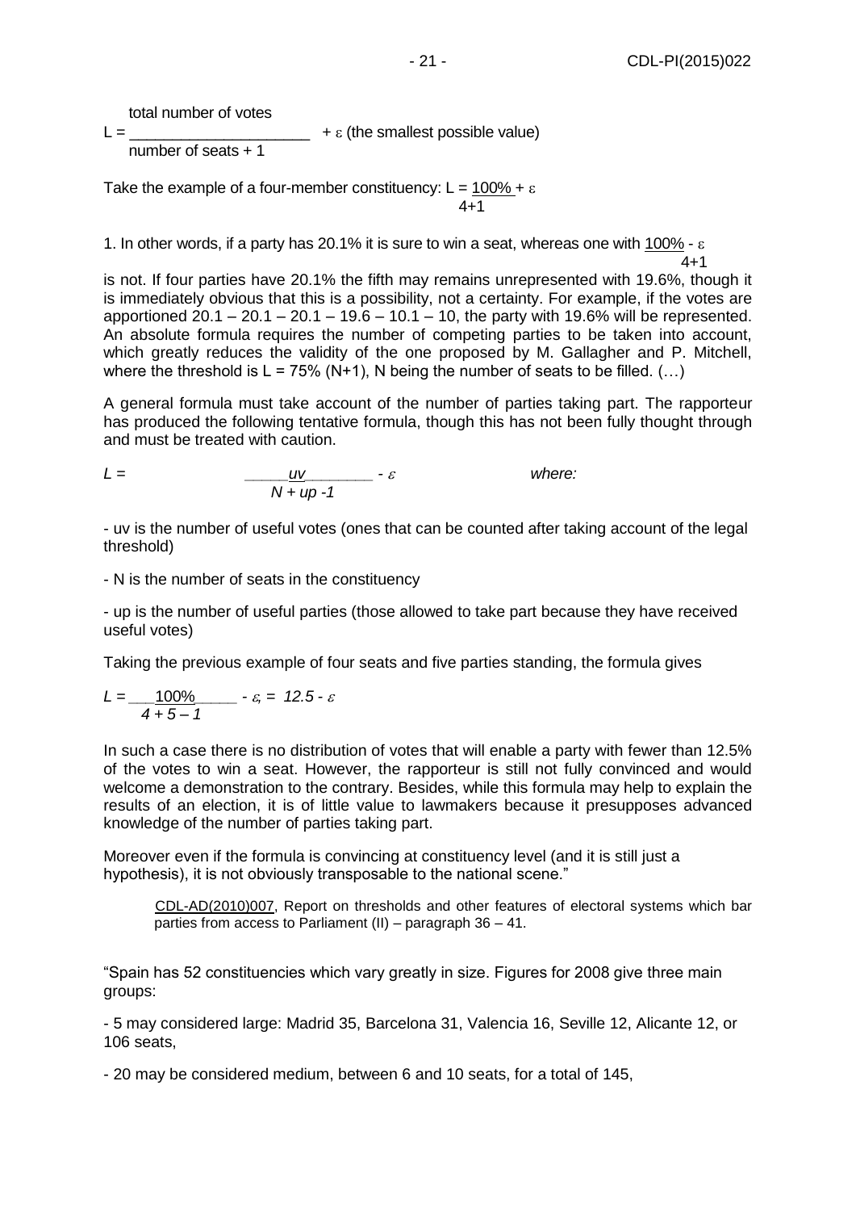$$L = \frac{\text{total number of votes}}{\text{number of seats} + 1} + \varepsilon \text{ (the smallest possible value)}$$

Take the example of a four-member constituency: $L = \frac{100\%}{4+1} + \varepsilon$

1. In other words, if a party has 20.1% it is sure to win a seat, whereas one with $\frac{100\%}{4+1} - \varepsilon$ is not. If four parties have 20.1% the fifth may remains unrepresented with 19.6%, though it is immediately obvious that this is a possibility, not a certainty. For example, if the votes are apportioned 20.1 – 20.1 – 20.1 – 19.6 – 10.1 – 10, the party with 19.6% will be represented. An absolute formula requires the number of competing parties to be taken into account, which greatly reduces the validity of the one proposed by M. Gallagher and P. Mitchell, where the threshold is L = 75% (N+1), N being the number of seats to be filled. (…)

A general formula must take account of the number of parties taking part. The rapporteur has produced the following tentative formula, though this has not been fully thought through and must be treated with caution.

$$L = \frac{uv}{N + up - 1} - \varepsilon \qquad \textit{where:}$$

- uv is the number of useful votes (ones that can be counted after taking account of the legal threshold)

- N is the number of seats in the constituency

- up is the number of useful parties (those allowed to take part because they have received useful votes)

Taking the previous example of four seats and five parties standing, the formula gives

$$L = \frac{100\%}{4 + 5 - 1} - \varepsilon = 12.5 - \varepsilon$$

In such a case there is no distribution of votes that will enable a party with fewer than 12.5% of the votes to win a seat. However, the rapporteur is still not fully convinced and would welcome a demonstration to the contrary. Besides, while this formula may help to explain the results of an election, it is of little value to lawmakers because it presupposes advanced knowledge of the number of parties taking part.

Moreover even if the formula is convincing at constituency level (and it is still just a hypothesis), it is not obviously transposable to the national scene."

> CDL-AD(2010)007, Report on thresholds and other features of electoral systems which bar parties from access to Parliament (II) – paragraph 36 – 41.

"Spain has 52 constituencies which vary greatly in size. Figures for 2008 give three main groups:

- 5 may considered large: Madrid 35, Barcelona 31, Valencia 16, Seville 12, Alicante 12, or 106 seats,

- 20 may be considered medium, between 6 and 10 seats, for a total of 145,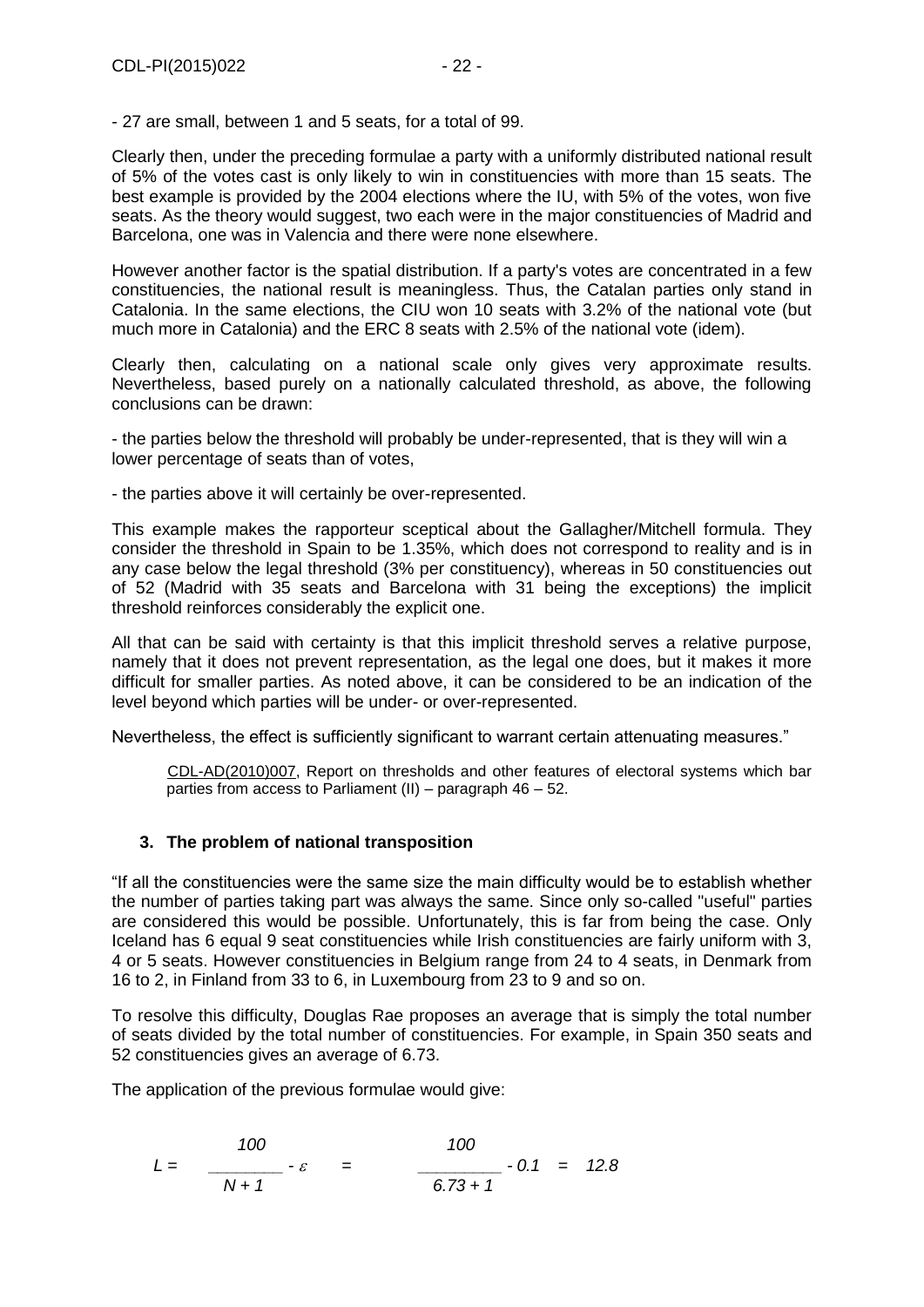- 27 are small, between 1 and 5 seats, for a total of 99.

Clearly then, under the preceding formulae a party with a uniformly distributed national result of 5% of the votes cast is only likely to win in constituencies with more than 15 seats. The best example is provided by the 2004 elections where the IU, with 5% of the votes, won five seats. As the theory would suggest, two each were in the major constituencies of Madrid and Barcelona, one was in Valencia and there were none elsewhere.

However another factor is the spatial distribution. If a party's votes are concentrated in a few constituencies, the national result is meaningless. Thus, the Catalan parties only stand in Catalonia. In the same elections, the CIU won 10 seats with 3.2% of the national vote (but much more in Catalonia) and the ERC 8 seats with 2.5% of the national vote (idem).

Clearly then, calculating on a national scale only gives very approximate results. Nevertheless, based purely on a nationally calculated threshold, as above, the following conclusions can be drawn:

- the parties below the threshold will probably be under-represented, that is they will win a lower percentage of seats than of votes,

- the parties above it will certainly be over-represented.

This example makes the rapporteur sceptical about the Gallagher/Mitchell formula. They consider the threshold in Spain to be 1.35%, which does not correspond to reality and is in any case below the legal threshold (3% per constituency), whereas in 50 constituencies out of 52 (Madrid with 35 seats and Barcelona with 31 being the exceptions) the implicit threshold reinforces considerably the explicit one.

All that can be said with certainty is that this implicit threshold serves a relative purpose, namely that it does not prevent representation, as the legal one does, but it makes it more difficult for smaller parties. As noted above, it can be considered to be an indication of the level beyond which parties will be under- or over-represented.

Nevertheless, the effect is sufficiently significant to warrant certain attenuating measures."

> CDL-AD(2010)007, Report on thresholds and other features of electoral systems which bar parties from access to Parliament (II) – paragraph 46 – 52.

### 3. The problem of national transposition

"If all the constituencies were the same size the main difficulty would be to establish whether the number of parties taking part was always the same. Since only so-called "useful" parties are considered this would be possible. Unfortunately, this is far from being the case. Only Iceland has 6 equal 9 seat constituencies while Irish constituencies are fairly uniform with 3, 4 or 5 seats. However constituencies in Belgium range from 24 to 4 seats, in Denmark from 16 to 2, in Finland from 33 to 6, in Luxembourg from 23 to 9 and so on.

To resolve this difficulty, Douglas Rae proposes an average that is simply the total number of seats divided by the total number of constituencies. For example, in Spain 350 seats and 52 constituencies gives an average of 6.73.

The application of the previous formulae would give:

$$L = \frac{100}{N + 1} - \varepsilon = \frac{100}{6.73 + 1} - 0.1 = 12.8$$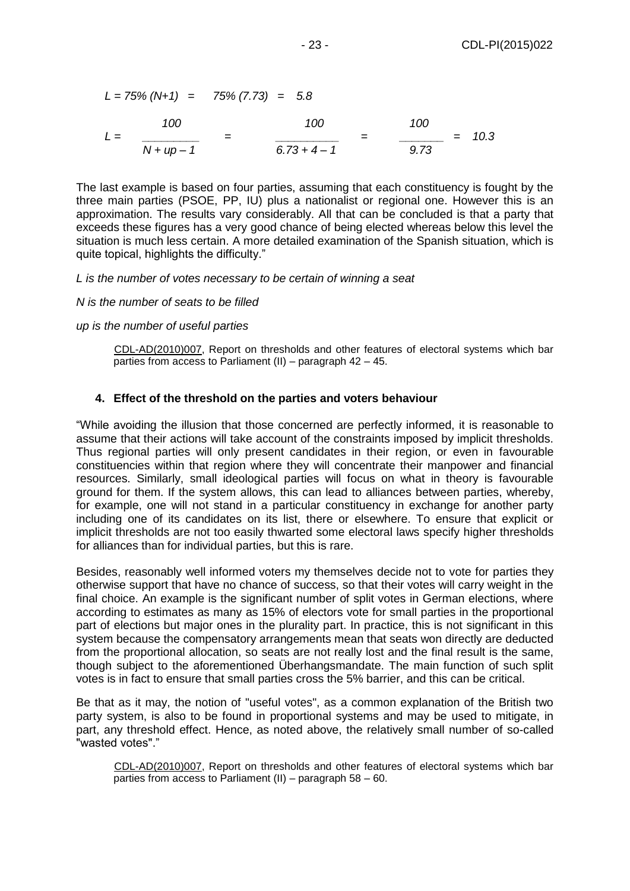$$L = 75\% \ (N+1) \quad = \quad 75\% \ (7.73) \quad = \quad 5.8$$

$$L = \frac{100}{N + up - 1} = \frac{100}{6.73 + 4 - 1} = \frac{100}{9.73} = 10.3$$

The last example is based on four parties, assuming that each constituency is fought by the three main parties (PSOE, PP, IU) plus a nationalist or regional one. However this is an approximation. The results vary considerably. All that can be concluded is that a party that exceeds these figures has a very good chance of being elected whereas below this level the situation is much less certain. A more detailed examination of the Spanish situation, which is quite topical, highlights the difficulty."

*L is the number of votes necessary to be certain of winning a seat*

*N is the number of seats to be filled*

*up is the number of useful parties*

> CDL-AD(2010)007, Report on thresholds and other features of electoral systems which bar parties from access to Parliament (II) – paragraph 42 – 45.

#### 4. Effect of the threshold on the parties and voters behaviour

"While avoiding the illusion that those concerned are perfectly informed, it is reasonable to assume that their actions will take account of the constraints imposed by implicit thresholds. Thus regional parties will only present candidates in their region, or even in favourable constituencies within that region where they will concentrate their manpower and financial resources. Similarly, small ideological parties will focus on what in theory is favourable ground for them. If the system allows, this can lead to alliances between parties, whereby, for example, one will not stand in a particular constituency in exchange for another party including one of its candidates on its list, there or elsewhere. To ensure that explicit or implicit thresholds are not too easily thwarted some electoral laws specify higher thresholds for alliances than for individual parties, but this is rare.

Besides, reasonably well informed voters my themselves decide not to vote for parties they otherwise support that have no chance of success, so that their votes will carry weight in the final choice. An example is the significant number of split votes in German elections, where according to estimates as many as 15% of electors vote for small parties in the proportional part of elections but major ones in the plurality part. In practice, this is not significant in this system because the compensatory arrangements mean that seats won directly are deducted from the proportional allocation, so seats are not really lost and the final result is the same, though subject to the aforementioned Überhangsmandate. The main function of such split votes is in fact to ensure that small parties cross the 5% barrier, and this can be critical.

Be that as it may, the notion of "useful votes", as a common explanation of the British two party system, is also to be found in proportional systems and may be used to mitigate, in part, any threshold effect. Hence, as noted above, the relatively small number of so-called "wasted votes"."

> CDL-AD(2010)007, Report on thresholds and other features of electoral systems which bar parties from access to Parliament (II) – paragraph 58 – 60.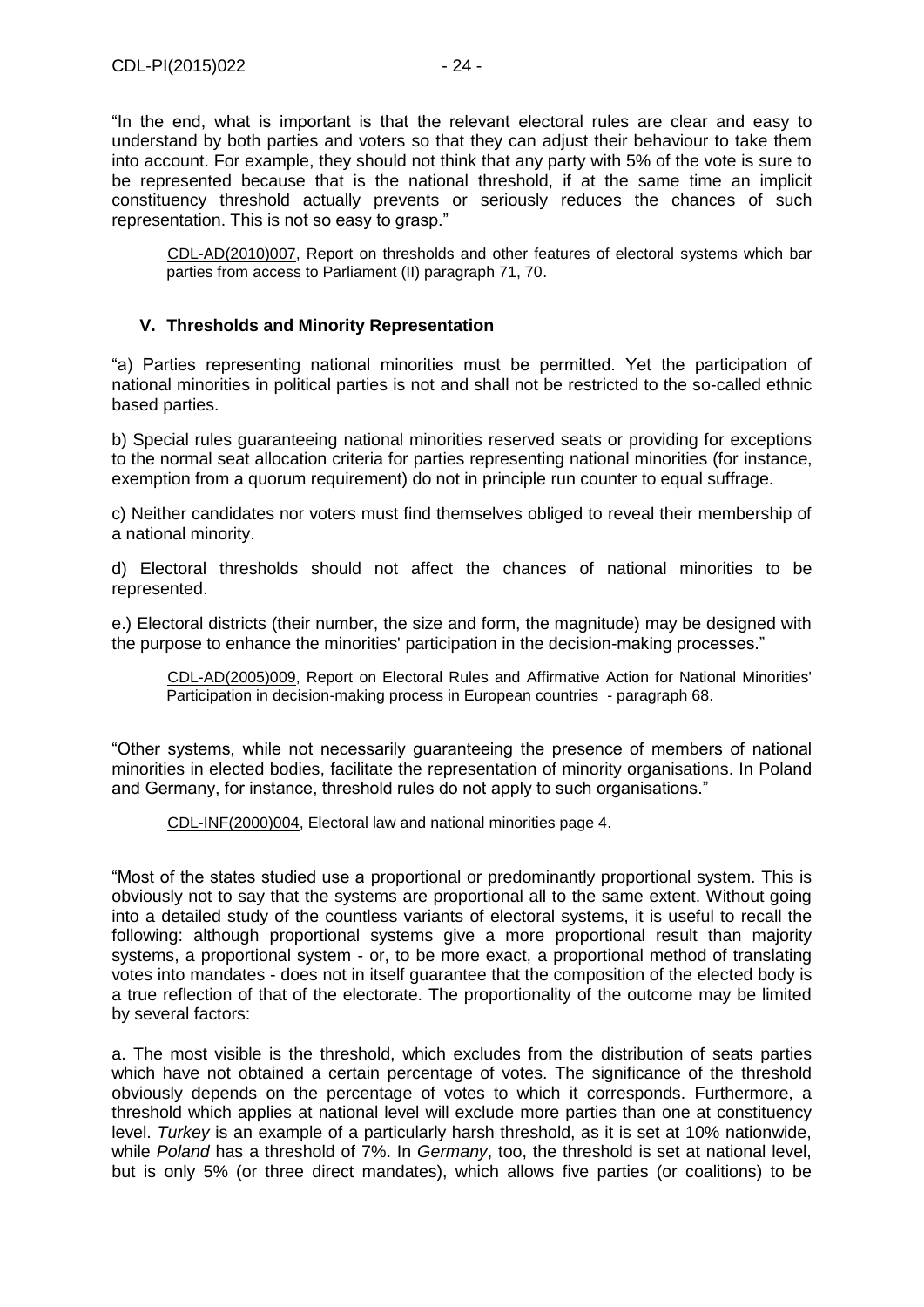"In the end, what is important is that the relevant electoral rules are clear and easy to understand by both parties and voters so that they can adjust their behaviour to take them into account. For example, they should not think that any party with 5% of the vote is sure to be represented because that is the national threshold, if at the same time an implicit constituency threshold actually prevents or seriously reduces the chances of such representation. This is not so easy to grasp."

> CDL-AD(2010)007, Report on thresholds and other features of electoral systems which bar parties from access to Parliament (II) paragraph 71, 70.

## V. Thresholds and Minority Representation

"a) Parties representing national minorities must be permitted. Yet the participation of national minorities in political parties is not and shall not be restricted to the so-called ethnic based parties.

b) Special rules guaranteeing national minorities reserved seats or providing for exceptions to the normal seat allocation criteria for parties representing national minorities (for instance, exemption from a quorum requirement) do not in principle run counter to equal suffrage.

c) Neither candidates nor voters must find themselves obliged to reveal their membership of a national minority.

d) Electoral thresholds should not affect the chances of national minorities to be represented.

e.) Electoral districts (their number, the size and form, the magnitude) may be designed with the purpose to enhance the minorities' participation in the decision-making processes."

> CDL-AD(2005)009, Report on Electoral Rules and Affirmative Action for National Minorities' Participation in decision-making process in European countries - paragraph 68.

"Other systems, while not necessarily guaranteeing the presence of members of national minorities in elected bodies, facilitate the representation of minority organisations. In Poland and Germany, for instance, threshold rules do not apply to such organisations."

> CDL-INF(2000)004, Electoral law and national minorities page 4.

"Most of the states studied use a proportional or predominantly proportional system. This is obviously not to say that the systems are proportional all to the same extent. Without going into a detailed study of the countless variants of electoral systems, it is useful to recall the following: although proportional systems give a more proportional result than majority systems, a proportional system - or, to be more exact, a proportional method of translating votes into mandates - does not in itself guarantee that the composition of the elected body is a true reflection of that of the electorate. The proportionality of the outcome may be limited by several factors:

a. The most visible is the threshold, which excludes from the distribution of seats parties which have not obtained a certain percentage of votes. The significance of the threshold obviously depends on the percentage of votes to which it corresponds. Furthermore, a threshold which applies at national level will exclude more parties than one at constituency level. *Turkey* is an example of a particularly harsh threshold, as it is set at 10% nationwide, while *Poland* has a threshold of 7%. In *Germany*, too, the threshold is set at national level, but is only 5% (or three direct mandates), which allows five parties (or coalitions) to be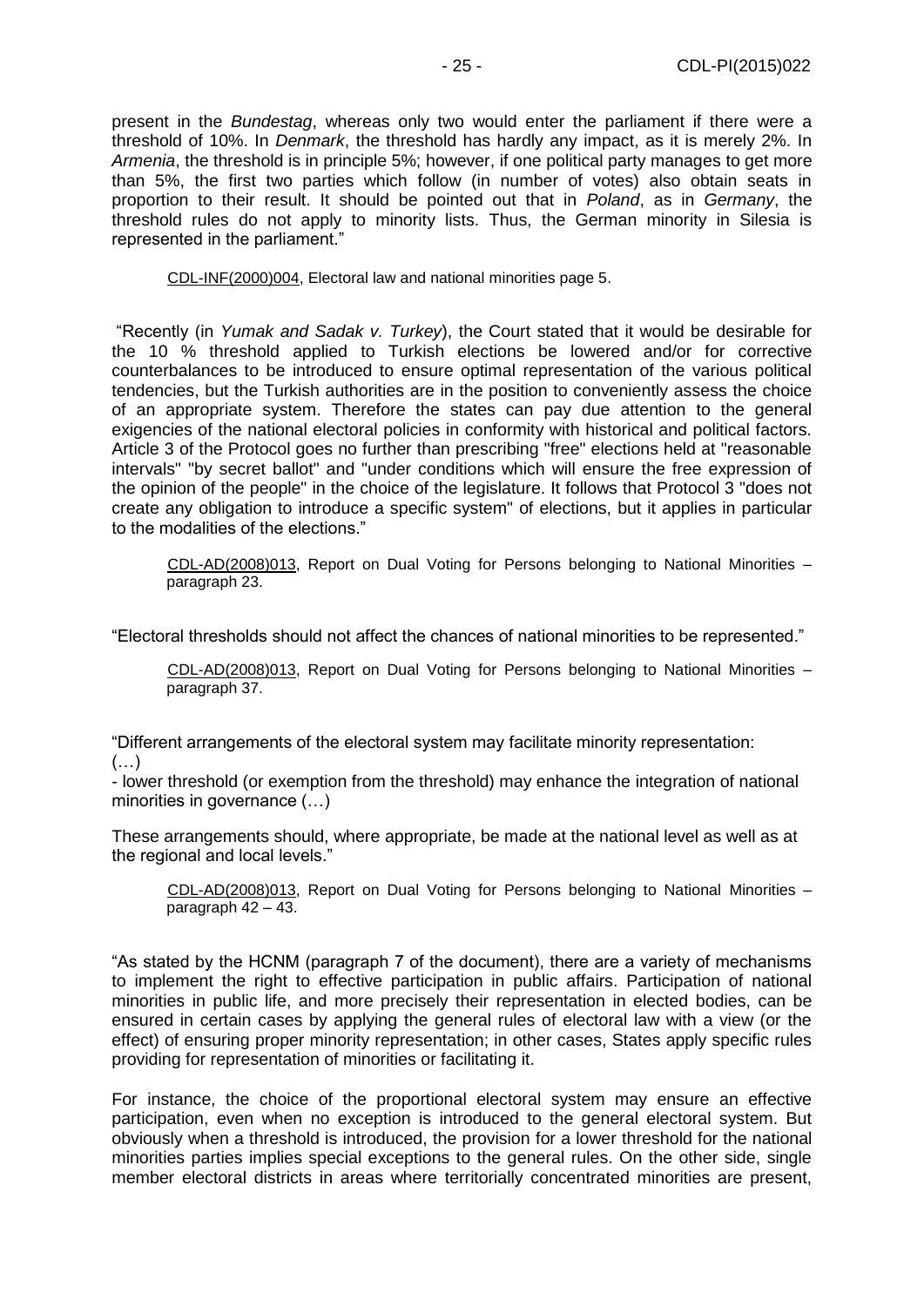present in the *Bundestag*, whereas only two would enter the parliament if there were a threshold of 10%. In *Denmark*, the threshold has hardly any impact, as it is merely 2%. In *Armenia*, the threshold is in principle 5%; however, if one political party manages to get more than 5%, the first two parties which follow (in number of votes) also obtain seats in proportion to their result. It should be pointed out that in *Poland*, as in *Germany*, the threshold rules do not apply to minority lists. Thus, the German minority in Silesia is represented in the parliament."

> CDL-INF(2000)004, Electoral law and national minorities page 5.

"Recently (in *Yumak and Sadak v. Turkey*), the Court stated that it would be desirable for the 10 % threshold applied to Turkish elections be lowered and/or for corrective counterbalances to be introduced to ensure optimal representation of the various political tendencies, but the Turkish authorities are in the position to conveniently assess the choice of an appropriate system. Therefore the states can pay due attention to the general exigencies of the national electoral policies in conformity with historical and political factors. Article 3 of the Protocol goes no further than prescribing "free" elections held at "reasonable intervals" "by secret ballot" and "under conditions which will ensure the free expression of the opinion of the people" in the choice of the legislature. It follows that Protocol 3 "does not create any obligation to introduce a specific system" of elections, but it applies in particular to the modalities of the elections."

> CDL-AD(2008)013, Report on Dual Voting for Persons belonging to National Minorities – paragraph 23.

"Electoral thresholds should not affect the chances of national minorities to be represented."

> CDL-AD(2008)013, Report on Dual Voting for Persons belonging to National Minorities – paragraph 37.

"Different arrangements of the electoral system may facilitate minority representation:
(…)
- lower threshold (or exemption from the threshold) may enhance the integration of national minorities in governance (…)

These arrangements should, where appropriate, be made at the national level as well as at the regional and local levels."

> CDL-AD(2008)013, Report on Dual Voting for Persons belonging to National Minorities – paragraph 42 – 43.

"As stated by the HCNM (paragraph 7 of the document), there are a variety of mechanisms to implement the right to effective participation in public affairs. Participation of national minorities in public life, and more precisely their representation in elected bodies, can be ensured in certain cases by applying the general rules of electoral law with a view (or the effect) of ensuring proper minority representation; in other cases, States apply specific rules providing for representation of minorities or facilitating it.

For instance, the choice of the proportional electoral system may ensure an effective participation, even when no exception is introduced to the general electoral system. But obviously when a threshold is introduced, the provision for a lower threshold for the national minorities parties implies special exceptions to the general rules. On the other side, single member electoral districts in areas where territorially concentrated minorities are present,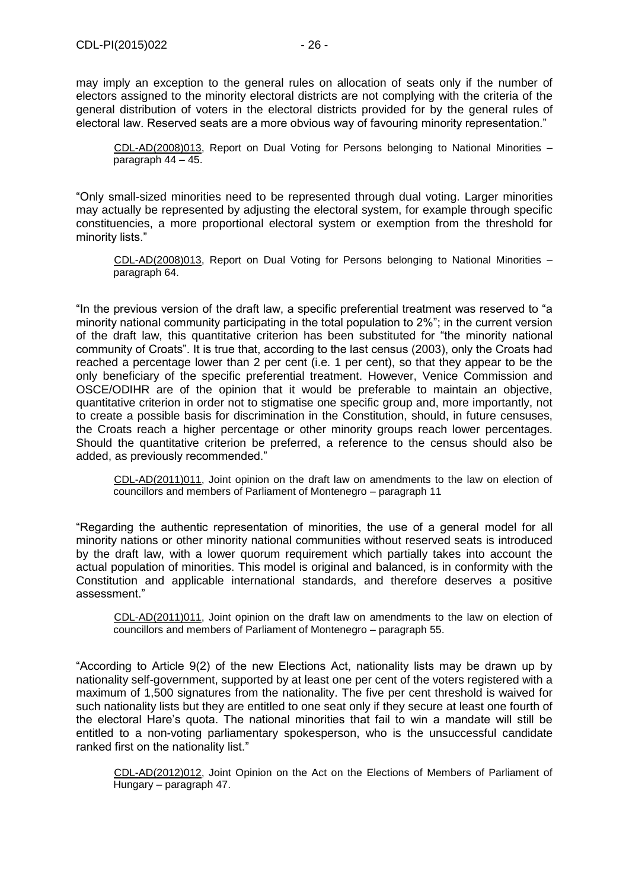may imply an exception to the general rules on allocation of seats only if the number of electors assigned to the minority electoral districts are not complying with the criteria of the general distribution of voters in the electoral districts provided for by the general rules of electoral law. Reserved seats are a more obvious way of favouring minority representation."

> CDL-AD(2008)013, Report on Dual Voting for Persons belonging to National Minorities – paragraph 44 – 45.

"Only small-sized minorities need to be represented through dual voting. Larger minorities may actually be represented by adjusting the electoral system, for example through specific constituencies, a more proportional electoral system or exemption from the threshold for minority lists."

> CDL-AD(2008)013, Report on Dual Voting for Persons belonging to National Minorities – paragraph 64.

"In the previous version of the draft law, a specific preferential treatment was reserved to "a minority national community participating in the total population to 2%"; in the current version of the draft law, this quantitative criterion has been substituted for "the minority national community of Croats". It is true that, according to the last census (2003), only the Croats had reached a percentage lower than 2 per cent (i.e. 1 per cent), so that they appear to be the only beneficiary of the specific preferential treatment. However, Venice Commission and OSCE/ODIHR are of the opinion that it would be preferable to maintain an objective, quantitative criterion in order not to stigmatise one specific group and, more importantly, not to create a possible basis for discrimination in the Constitution, should, in future censuses, the Croats reach a higher percentage or other minority groups reach lower percentages. Should the quantitative criterion be preferred, a reference to the census should also be added, as previously recommended."

> CDL-AD(2011)011, Joint opinion on the draft law on amendments to the law on election of councillors and members of Parliament of Montenegro – paragraph 11

"Regarding the authentic representation of minorities, the use of a general model for all minority nations or other minority national communities without reserved seats is introduced by the draft law, with a lower quorum requirement which partially takes into account the actual population of minorities. This model is original and balanced, is in conformity with the Constitution and applicable international standards, and therefore deserves a positive assessment."

> CDL-AD(2011)011, Joint opinion on the draft law on amendments to the law on election of councillors and members of Parliament of Montenegro – paragraph 55.

"According to Article 9(2) of the new Elections Act, nationality lists may be drawn up by nationality self-government, supported by at least one per cent of the voters registered with a maximum of 1,500 signatures from the nationality. The five per cent threshold is waived for such nationality lists but they are entitled to one seat only if they secure at least one fourth of the electoral Hare's quota. The national minorities that fail to win a mandate will still be entitled to a non-voting parliamentary spokesperson, who is the unsuccessful candidate ranked first on the nationality list."

> CDL-AD(2012)012, Joint Opinion on the Act on the Elections of Members of Parliament of Hungary – paragraph 47.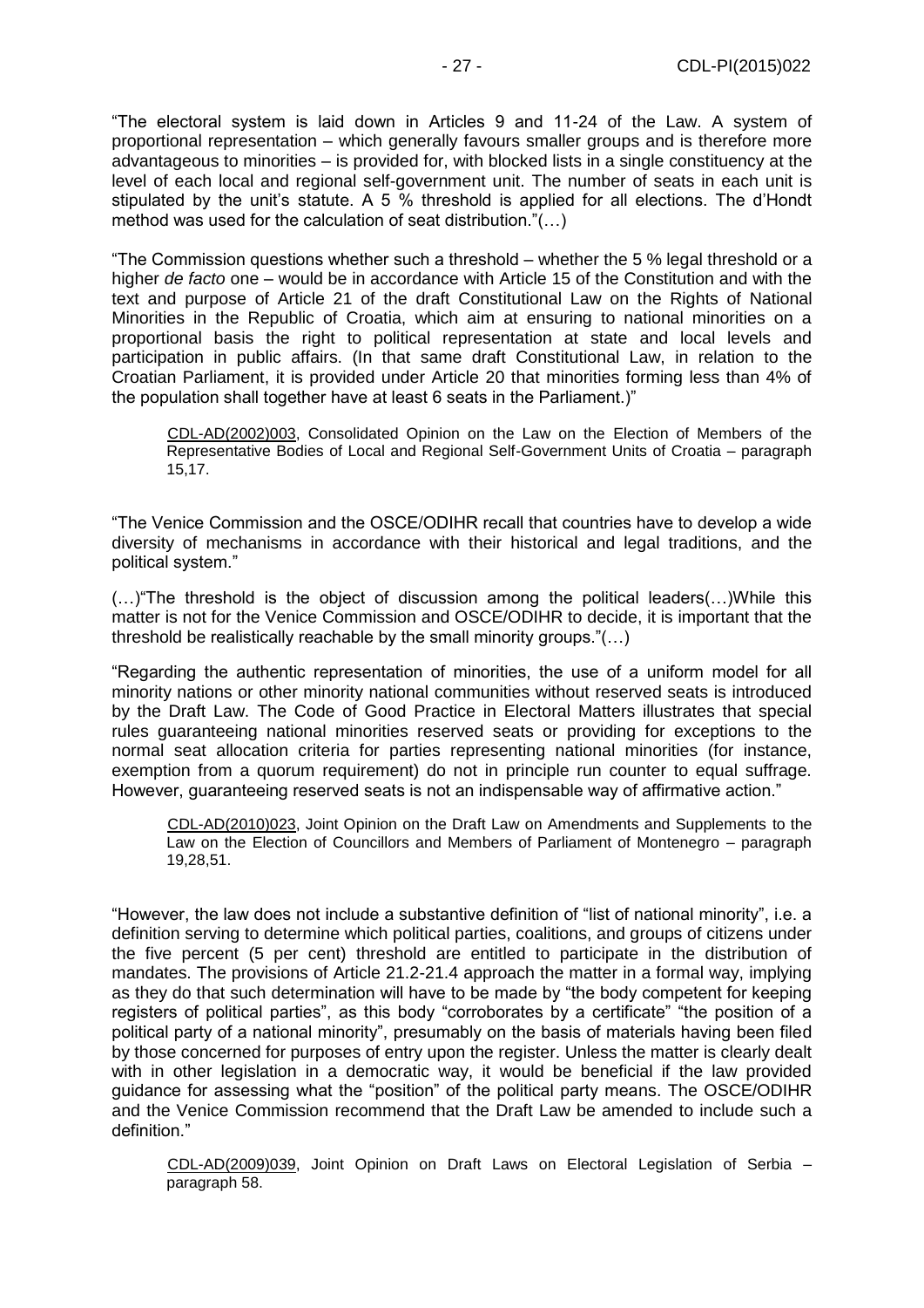"The electoral system is laid down in Articles 9 and 11-24 of the Law. A system of proportional representation – which generally favours smaller groups and is therefore more advantageous to minorities – is provided for, with blocked lists in a single constituency at the level of each local and regional self-government unit. The number of seats in each unit is stipulated by the unit's statute. A 5 % threshold is applied for all elections. The d'Hondt method was used for the calculation of seat distribution."(…)

"The Commission questions whether such a threshold – whether the 5 % legal threshold or a higher *de facto* one – would be in accordance with Article 15 of the Constitution and with the text and purpose of Article 21 of the draft Constitutional Law on the Rights of National Minorities in the Republic of Croatia, which aim at ensuring to national minorities on a proportional basis the right to political representation at state and local levels and participation in public affairs. (In that same draft Constitutional Law, in relation to the Croatian Parliament, it is provided under Article 20 that minorities forming less than 4% of the population shall together have at least 6 seats in the Parliament.)"

> CDL-AD(2002)003, Consolidated Opinion on the Law on the Election of Members of the Representative Bodies of Local and Regional Self-Government Units of Croatia – paragraph 15,17.

"The Venice Commission and the OSCE/ODIHR recall that countries have to develop a wide diversity of mechanisms in accordance with their historical and legal traditions, and the political system."

(…)"The threshold is the object of discussion among the political leaders(…)While this matter is not for the Venice Commission and OSCE/ODIHR to decide, it is important that the threshold be realistically reachable by the small minority groups."(…)

"Regarding the authentic representation of minorities, the use of a uniform model for all minority nations or other minority national communities without reserved seats is introduced by the Draft Law. The Code of Good Practice in Electoral Matters illustrates that special rules guaranteeing national minorities reserved seats or providing for exceptions to the normal seat allocation criteria for parties representing national minorities (for instance, exemption from a quorum requirement) do not in principle run counter to equal suffrage. However, guaranteeing reserved seats is not an indispensable way of affirmative action."

> CDL-AD(2010)023, Joint Opinion on the Draft Law on Amendments and Supplements to the Law on the Election of Councillors and Members of Parliament of Montenegro – paragraph 19,28,51.

"However, the law does not include a substantive definition of "list of national minority", i.e. a definition serving to determine which political parties, coalitions, and groups of citizens under the five percent (5 per cent) threshold are entitled to participate in the distribution of mandates. The provisions of Article 21.2-21.4 approach the matter in a formal way, implying as they do that such determination will have to be made by "the body competent for keeping registers of political parties", as this body "corroborates by a certificate" "the position of a political party of a national minority", presumably on the basis of materials having been filed by those concerned for purposes of entry upon the register. Unless the matter is clearly dealt with in other legislation in a democratic way, it would be beneficial if the law provided guidance for assessing what the "position" of the political party means. The OSCE/ODIHR and the Venice Commission recommend that the Draft Law be amended to include such a definition."

> CDL-AD(2009)039, Joint Opinion on Draft Laws on Electoral Legislation of Serbia – paragraph 58.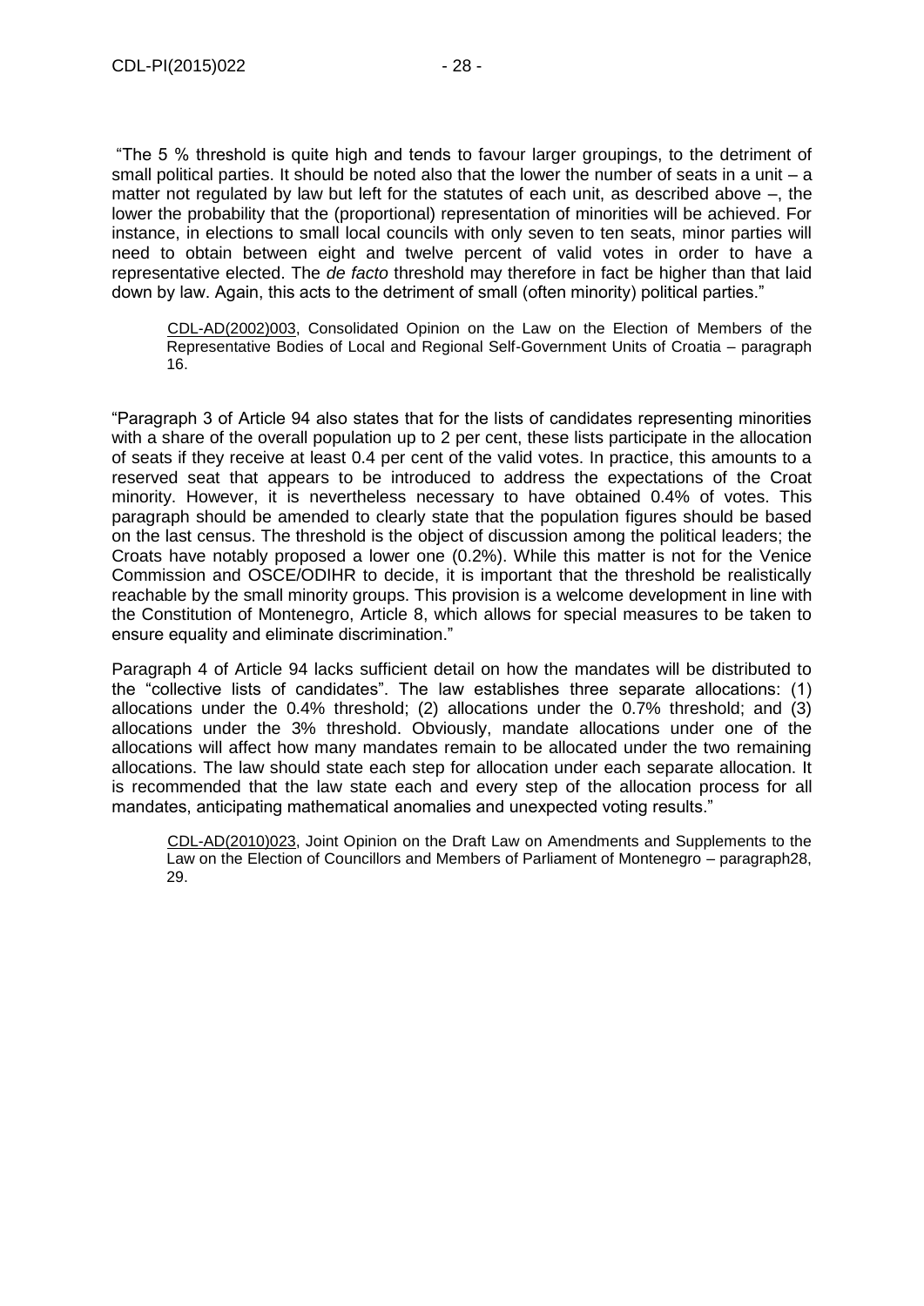"The 5 % threshold is quite high and tends to favour larger groupings, to the detriment of small political parties. It should be noted also that the lower the number of seats in a unit – a matter not regulated by law but left for the statutes of each unit, as described above –, the lower the probability that the (proportional) representation of minorities will be achieved. For instance, in elections to small local councils with only seven to ten seats, minor parties will need to obtain between eight and twelve percent of valid votes in order to have a representative elected. The *de facto* threshold may therefore in fact be higher than that laid down by law. Again, this acts to the detriment of small (often minority) political parties."

> CDL-AD(2002)003, Consolidated Opinion on the Law on the Election of Members of the Representative Bodies of Local and Regional Self-Government Units of Croatia – paragraph 16.

"Paragraph 3 of Article 94 also states that for the lists of candidates representing minorities with a share of the overall population up to 2 per cent, these lists participate in the allocation of seats if they receive at least 0.4 per cent of the valid votes. In practice, this amounts to a reserved seat that appears to be introduced to address the expectations of the Croat minority. However, it is nevertheless necessary to have obtained 0.4% of votes. This paragraph should be amended to clearly state that the population figures should be based on the last census. The threshold is the object of discussion among the political leaders; the Croats have notably proposed a lower one (0.2%). While this matter is not for the Venice Commission and OSCE/ODIHR to decide, it is important that the threshold be realistically reachable by the small minority groups. This provision is a welcome development in line with the Constitution of Montenegro, Article 8, which allows for special measures to be taken to ensure equality and eliminate discrimination."

Paragraph 4 of Article 94 lacks sufficient detail on how the mandates will be distributed to the "collective lists of candidates". The law establishes three separate allocations: (1) allocations under the 0.4% threshold; (2) allocations under the 0.7% threshold; and (3) allocations under the 3% threshold. Obviously, mandate allocations under one of the allocations will affect how many mandates remain to be allocated under the two remaining allocations. The law should state each step for allocation under each separate allocation. It is recommended that the law state each and every step of the allocation process for all mandates, anticipating mathematical anomalies and unexpected voting results."

> CDL-AD(2010)023, Joint Opinion on the Draft Law on Amendments and Supplements to the Law on the Election of Councillors and Members of Parliament of Montenegro – paragraph28, 29.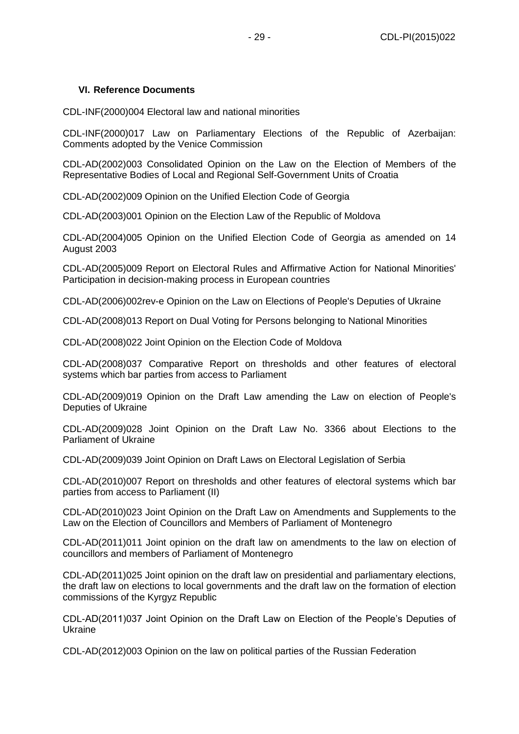## VI. Reference Documents

CDL-INF(2000)004 Electoral law and national minorities

CDL-INF(2000)017 Law on Parliamentary Elections of the Republic of Azerbaijan: Comments adopted by the Venice Commission

CDL-AD(2002)003 Consolidated Opinion on the Law on the Election of Members of the Representative Bodies of Local and Regional Self-Government Units of Croatia

CDL-AD(2002)009 Opinion on the Unified Election Code of Georgia

CDL-AD(2003)001 Opinion on the Election Law of the Republic of Moldova

CDL-AD(2004)005 Opinion on the Unified Election Code of Georgia as amended on 14 August 2003

CDL-AD(2005)009 Report on Electoral Rules and Affirmative Action for National Minorities' Participation in decision-making process in European countries

CDL-AD(2006)002rev-e Opinion on the Law on Elections of People's Deputies of Ukraine

CDL-AD(2008)013 Report on Dual Voting for Persons belonging to National Minorities

CDL-AD(2008)022 Joint Opinion on the Election Code of Moldova

CDL-AD(2008)037 Comparative Report on thresholds and other features of electoral systems which bar parties from access to Parliament

CDL-AD(2009)019 Opinion on the Draft Law amending the Law on election of People's Deputies of Ukraine

CDL-AD(2009)028 Joint Opinion on the Draft Law No. 3366 about Elections to the Parliament of Ukraine

CDL-AD(2009)039 Joint Opinion on Draft Laws on Electoral Legislation of Serbia

CDL-AD(2010)007 Report on thresholds and other features of electoral systems which bar parties from access to Parliament (II)

CDL-AD(2010)023 Joint Opinion on the Draft Law on Amendments and Supplements to the Law on the Election of Councillors and Members of Parliament of Montenegro

CDL-AD(2011)011 Joint opinion on the draft law on amendments to the law on election of councillors and members of Parliament of Montenegro

CDL-AD(2011)025 Joint opinion on the draft law on presidential and parliamentary elections, the draft law on elections to local governments and the draft law on the formation of election commissions of the Kyrgyz Republic

CDL-AD(2011)037 Joint Opinion on the Draft Law on Election of the People's Deputies of Ukraine

CDL-AD(2012)003 Opinion on the law on political parties of the Russian Federation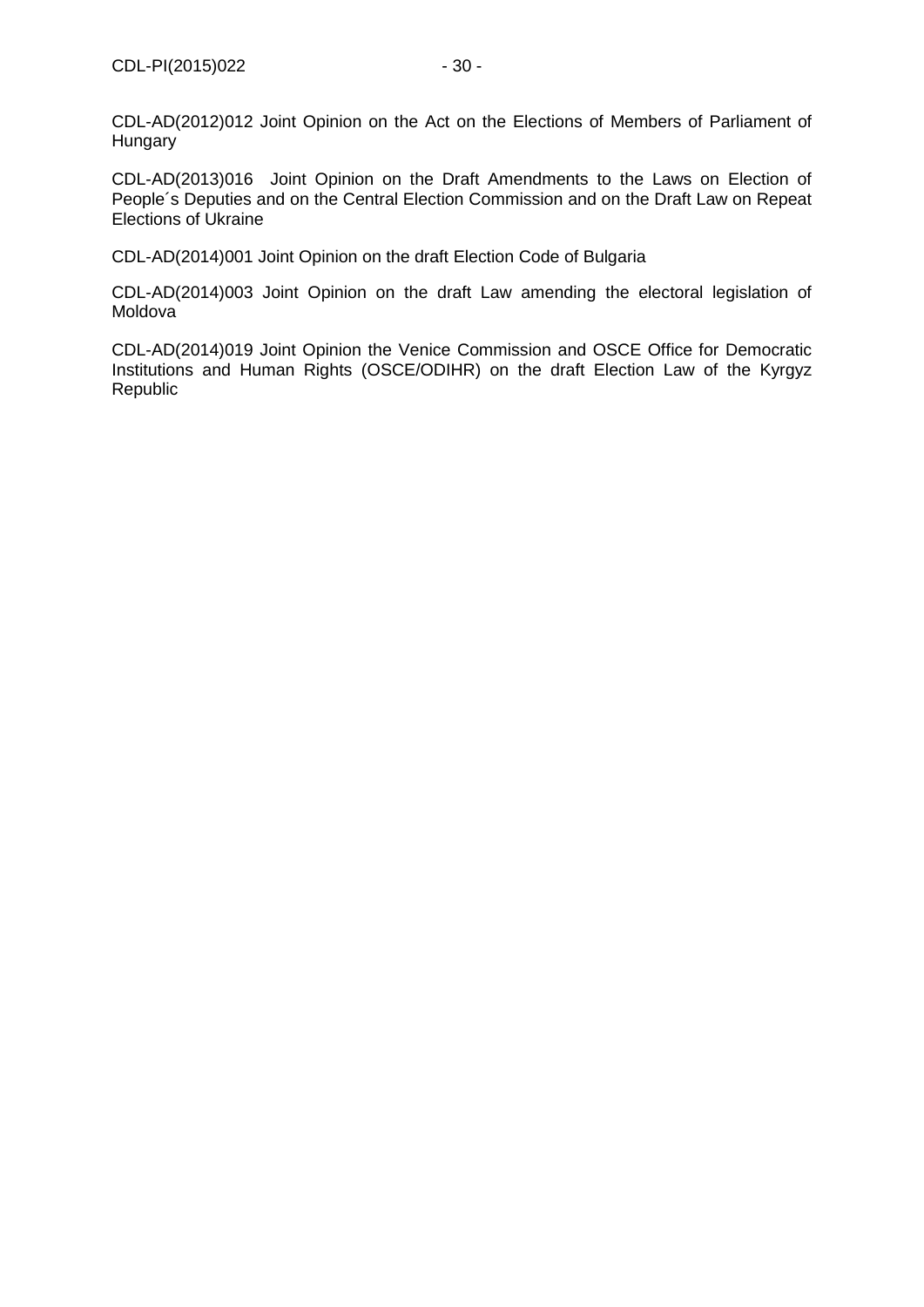CDL-AD(2012)012 Joint Opinion on the Act on the Elections of Members of Parliament of Hungary

CDL-AD(2013)016 Joint Opinion on the Draft Amendments to the Laws on Election of People´s Deputies and on the Central Election Commission and on the Draft Law on Repeat Elections of Ukraine

CDL-AD(2014)001 Joint Opinion on the draft Election Code of Bulgaria

CDL-AD(2014)003 Joint Opinion on the draft Law amending the electoral legislation of Moldova

CDL-AD(2014)019 Joint Opinion the Venice Commission and OSCE Office for Democratic Institutions and Human Rights (OSCE/ODIHR) on the draft Election Law of the Kyrgyz Republic